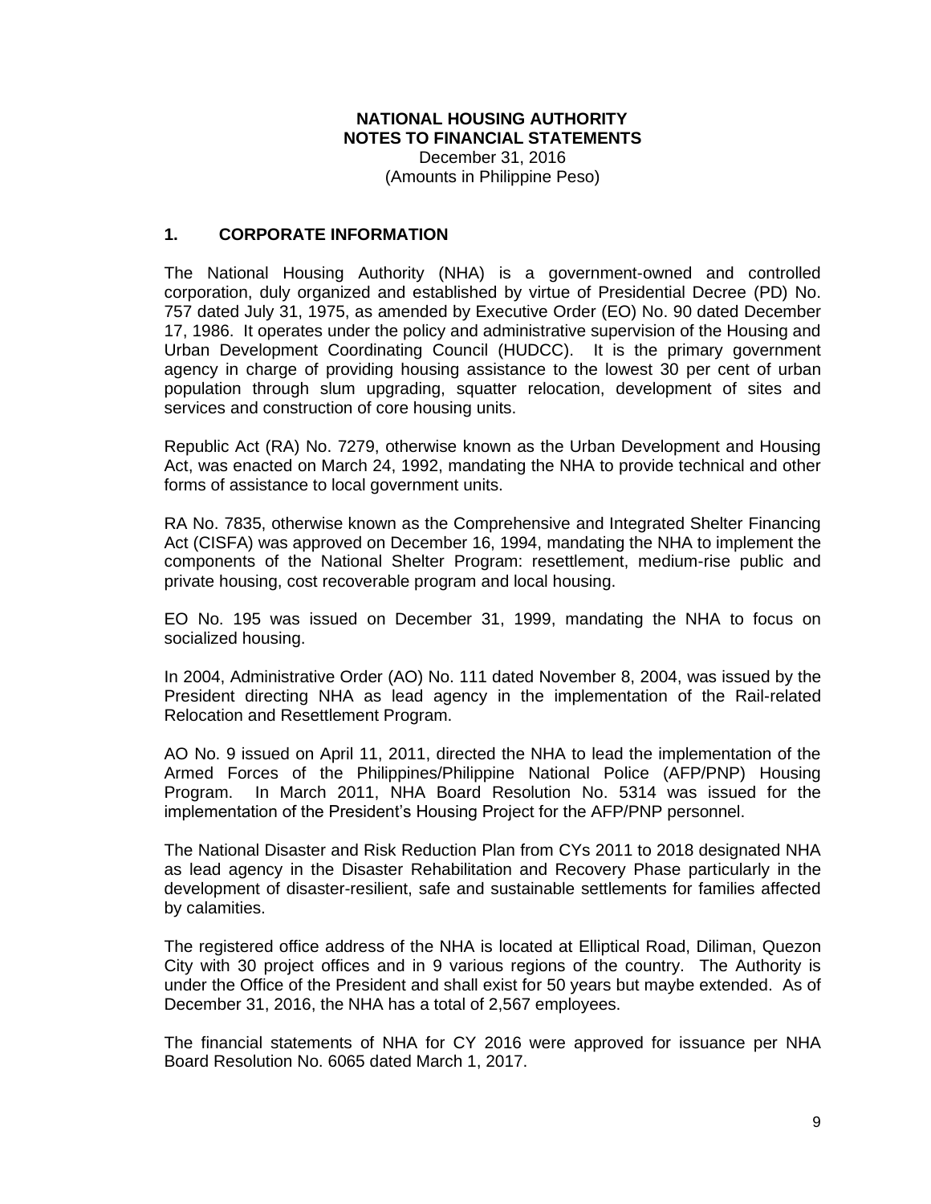**NATIONAL HOUSING AUTHORITY**
**NOTES TO FINANCIAL STATEMENTS**
December 31, 2016
(Amounts in Philippine Peso)

## 1. CORPORATE INFORMATION

The National Housing Authority (NHA) is a government-owned and controlled corporation, duly organized and established by virtue of Presidential Decree (PD) No. 757 dated July 31, 1975, as amended by Executive Order (EO) No. 90 dated December 17, 1986. It operates under the policy and administrative supervision of the Housing and Urban Development Coordinating Council (HUDCC). It is the primary government agency in charge of providing housing assistance to the lowest 30 per cent of urban population through slum upgrading, squatter relocation, development of sites and services and construction of core housing units.

Republic Act (RA) No. 7279, otherwise known as the Urban Development and Housing Act, was enacted on March 24, 1992, mandating the NHA to provide technical and other forms of assistance to local government units.

RA No. 7835, otherwise known as the Comprehensive and Integrated Shelter Financing Act (CISFA) was approved on December 16, 1994, mandating the NHA to implement the components of the National Shelter Program: resettlement, medium-rise public and private housing, cost recoverable program and local housing.

EO No. 195 was issued on December 31, 1999, mandating the NHA to focus on socialized housing.

In 2004, Administrative Order (AO) No. 111 dated November 8, 2004, was issued by the President directing NHA as lead agency in the implementation of the Rail-related Relocation and Resettlement Program.

AO No. 9 issued on April 11, 2011, directed the NHA to lead the implementation of the Armed Forces of the Philippines/Philippine National Police (AFP/PNP) Housing Program. In March 2011, NHA Board Resolution No. 5314 was issued for the implementation of the President's Housing Project for the AFP/PNP personnel.

The National Disaster and Risk Reduction Plan from CYs 2011 to 2018 designated NHA as lead agency in the Disaster Rehabilitation and Recovery Phase particularly in the development of disaster-resilient, safe and sustainable settlements for families affected by calamities.

The registered office address of the NHA is located at Elliptical Road, Diliman, Quezon City with 30 project offices and in 9 various regions of the country. The Authority is under the Office of the President and shall exist for 50 years but maybe extended. As of December 31, 2016, the NHA has a total of 2,567 employees.

The financial statements of NHA for CY 2016 were approved for issuance per NHA Board Resolution No. 6065 dated March 1, 2017.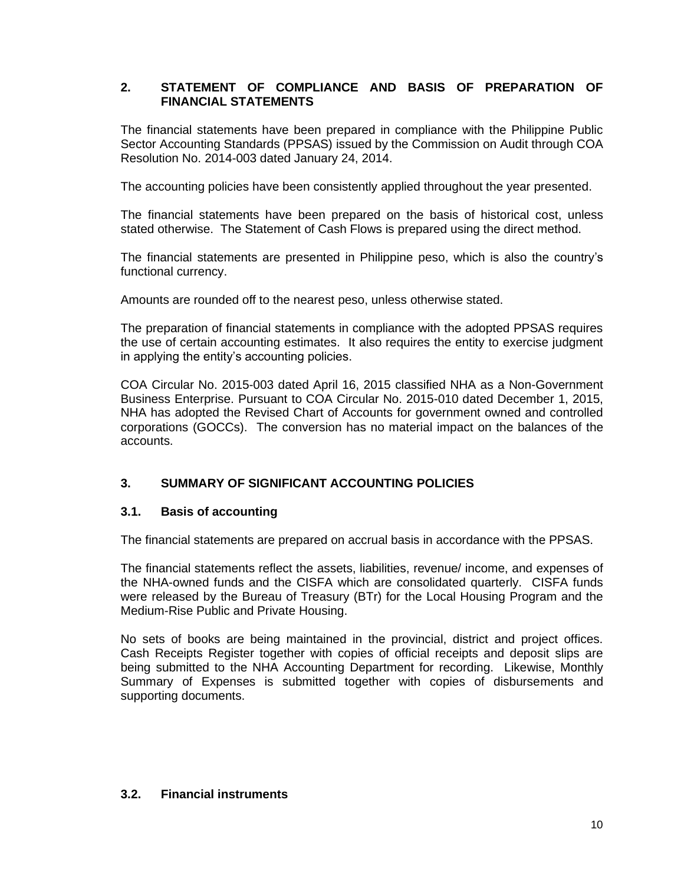## 2. STATEMENT OF COMPLIANCE AND BASIS OF PREPARATION OF FINANCIAL STATEMENTS

The financial statements have been prepared in compliance with the Philippine Public Sector Accounting Standards (PPSAS) issued by the Commission on Audit through COA Resolution No. 2014-003 dated January 24, 2014.

The accounting policies have been consistently applied throughout the year presented.

The financial statements have been prepared on the basis of historical cost, unless stated otherwise. The Statement of Cash Flows is prepared using the direct method.

The financial statements are presented in Philippine peso, which is also the country's functional currency.

Amounts are rounded off to the nearest peso, unless otherwise stated.

The preparation of financial statements in compliance with the adopted PPSAS requires the use of certain accounting estimates. It also requires the entity to exercise judgment in applying the entity's accounting policies.

COA Circular No. 2015-003 dated April 16, 2015 classified NHA as a Non-Government Business Enterprise. Pursuant to COA Circular No. 2015-010 dated December 1, 2015, NHA has adopted the Revised Chart of Accounts for government owned and controlled corporations (GOCCs). The conversion has no material impact on the balances of the accounts.

## 3. SUMMARY OF SIGNIFICANT ACCOUNTING POLICIES

### 3.1. Basis of accounting

The financial statements are prepared on accrual basis in accordance with the PPSAS.

The financial statements reflect the assets, liabilities, revenue/ income, and expenses of the NHA-owned funds and the CISFA which are consolidated quarterly. CISFA funds were released by the Bureau of Treasury (BTr) for the Local Housing Program and the Medium-Rise Public and Private Housing.

No sets of books are being maintained in the provincial, district and project offices. Cash Receipts Register together with copies of official receipts and deposit slips are being submitted to the NHA Accounting Department for recording. Likewise, Monthly Summary of Expenses is submitted together with copies of disbursements and supporting documents.

### 3.2. Financial instruments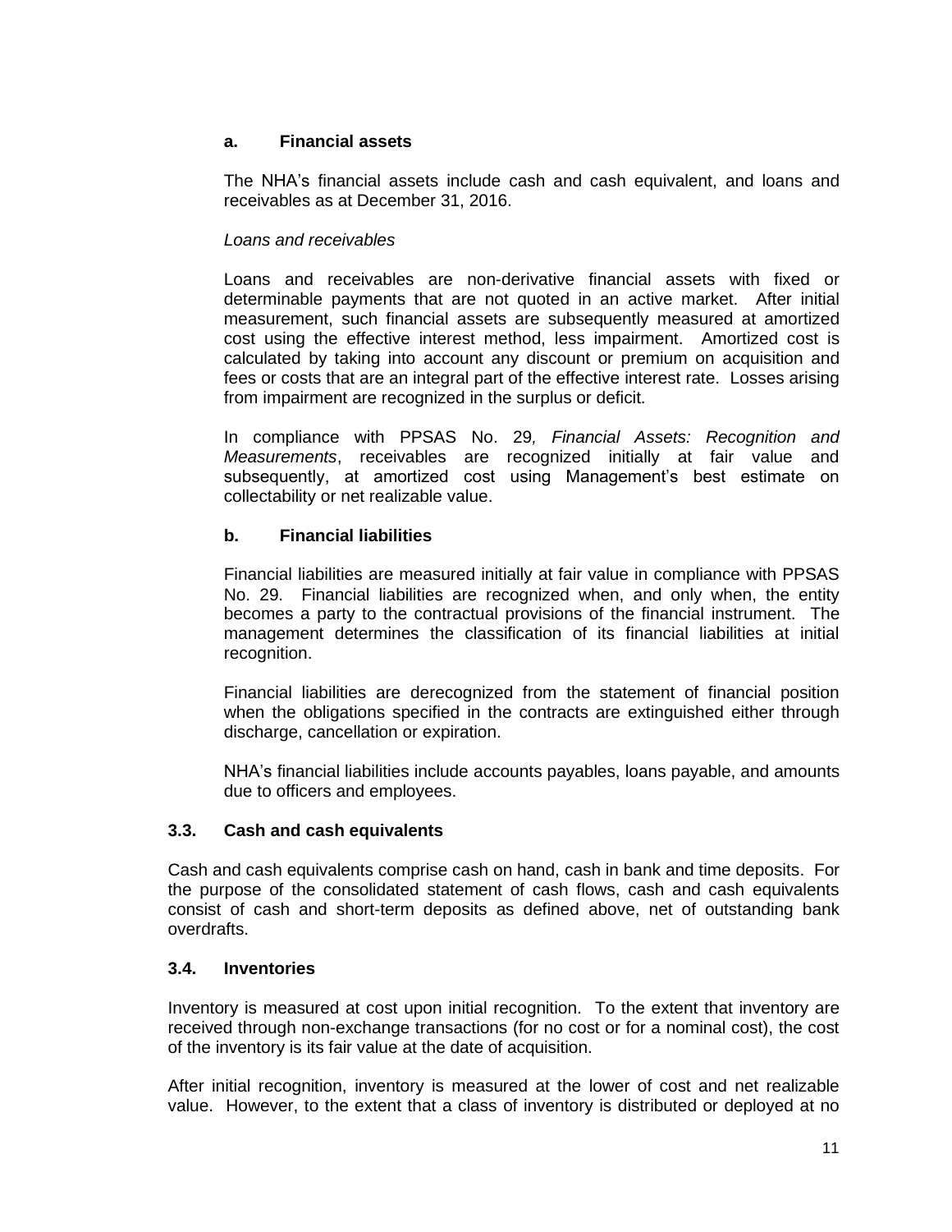#### a. Financial assets

The NHA's financial assets include cash and cash equivalent, and loans and receivables as at December 31, 2016.

*Loans and receivables*

Loans and receivables are non-derivative financial assets with fixed or determinable payments that are not quoted in an active market. After initial measurement, such financial assets are subsequently measured at amortized cost using the effective interest method, less impairment. Amortized cost is calculated by taking into account any discount or premium on acquisition and fees or costs that are an integral part of the effective interest rate. Losses arising from impairment are recognized in the surplus or deficit.

In compliance with PPSAS No. 29*, Financial Assets: Recognition and Measurements*, receivables are recognized initially at fair value and subsequently, at amortized cost using Management's best estimate on collectability or net realizable value.

#### b. Financial liabilities

Financial liabilities are measured initially at fair value in compliance with PPSAS No. 29. Financial liabilities are recognized when, and only when, the entity becomes a party to the contractual provisions of the financial instrument. The management determines the classification of its financial liabilities at initial recognition.

Financial liabilities are derecognized from the statement of financial position when the obligations specified in the contracts are extinguished either through discharge, cancellation or expiration.

NHA's financial liabilities include accounts payables, loans payable, and amounts due to officers and employees.

### 3.3. Cash and cash equivalents

Cash and cash equivalents comprise cash on hand, cash in bank and time deposits. For the purpose of the consolidated statement of cash flows, cash and cash equivalents consist of cash and short-term deposits as defined above, net of outstanding bank overdrafts.

### 3.4. Inventories

Inventory is measured at cost upon initial recognition. To the extent that inventory are received through non-exchange transactions (for no cost or for a nominal cost), the cost of the inventory is its fair value at the date of acquisition.

After initial recognition, inventory is measured at the lower of cost and net realizable value. However, to the extent that a class of inventory is distributed or deployed at no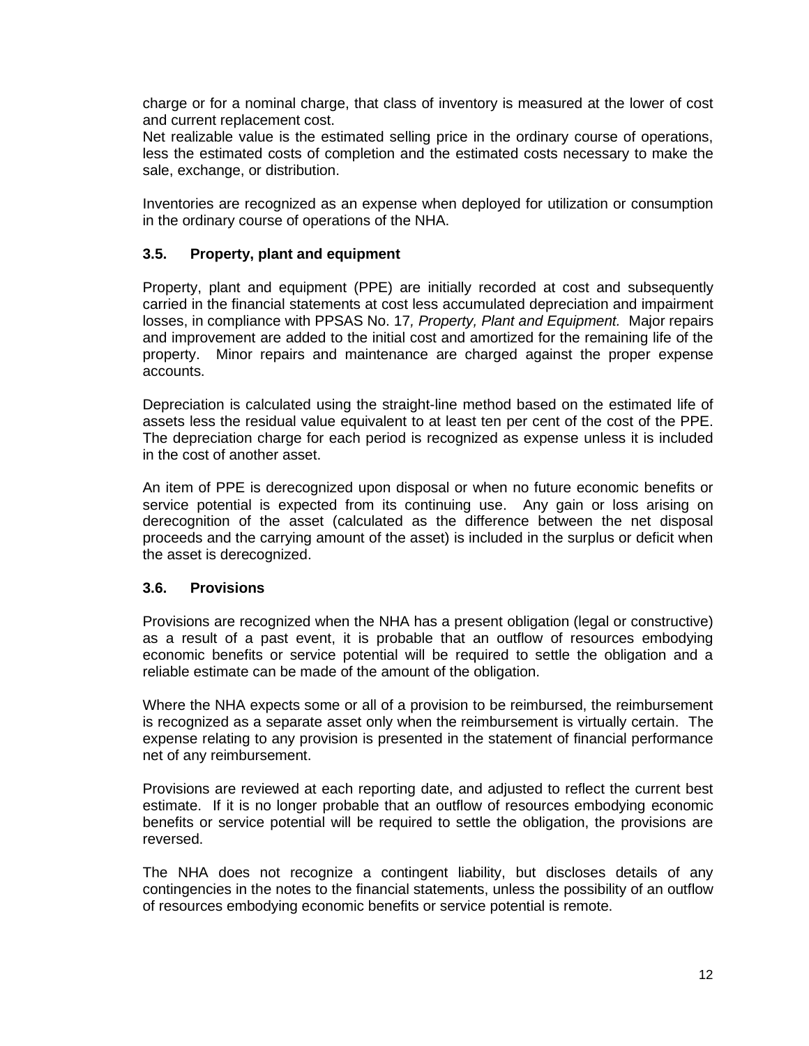charge or for a nominal charge, that class of inventory is measured at the lower of cost and current replacement cost.
Net realizable value is the estimated selling price in the ordinary course of operations, less the estimated costs of completion and the estimated costs necessary to make the sale, exchange, or distribution.

Inventories are recognized as an expense when deployed for utilization or consumption in the ordinary course of operations of the NHA.

### 3.5. Property, plant and equipment

Property, plant and equipment (PPE) are initially recorded at cost and subsequently carried in the financial statements at cost less accumulated depreciation and impairment losses, in compliance with PPSAS No. 17*, Property, Plant and Equipment.* Major repairs and improvement are added to the initial cost and amortized for the remaining life of the property. Minor repairs and maintenance are charged against the proper expense accounts.

Depreciation is calculated using the straight-line method based on the estimated life of assets less the residual value equivalent to at least ten per cent of the cost of the PPE. The depreciation charge for each period is recognized as expense unless it is included in the cost of another asset.

An item of PPE is derecognized upon disposal or when no future economic benefits or service potential is expected from its continuing use. Any gain or loss arising on derecognition of the asset (calculated as the difference between the net disposal proceeds and the carrying amount of the asset) is included in the surplus or deficit when the asset is derecognized.

### 3.6. Provisions

Provisions are recognized when the NHA has a present obligation (legal or constructive) as a result of a past event, it is probable that an outflow of resources embodying economic benefits or service potential will be required to settle the obligation and a reliable estimate can be made of the amount of the obligation.

Where the NHA expects some or all of a provision to be reimbursed, the reimbursement is recognized as a separate asset only when the reimbursement is virtually certain. The expense relating to any provision is presented in the statement of financial performance net of any reimbursement.

Provisions are reviewed at each reporting date, and adjusted to reflect the current best estimate. If it is no longer probable that an outflow of resources embodying economic benefits or service potential will be required to settle the obligation, the provisions are reversed.

The NHA does not recognize a contingent liability, but discloses details of any contingencies in the notes to the financial statements, unless the possibility of an outflow of resources embodying economic benefits or service potential is remote.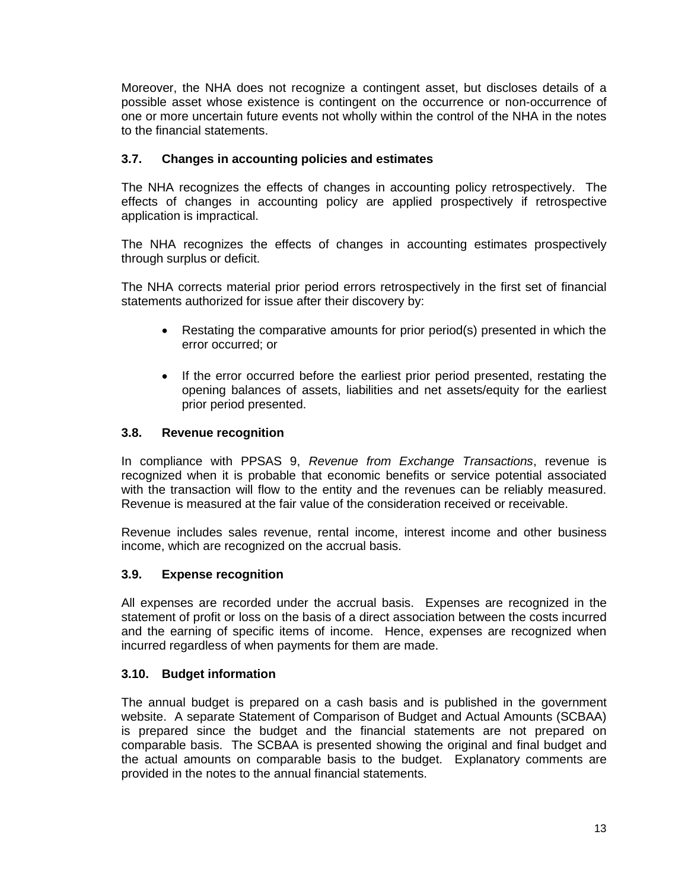Moreover, the NHA does not recognize a contingent asset, but discloses details of a possible asset whose existence is contingent on the occurrence or non-occurrence of one or more uncertain future events not wholly within the control of the NHA in the notes to the financial statements.

### 3.7. Changes in accounting policies and estimates

The NHA recognizes the effects of changes in accounting policy retrospectively. The effects of changes in accounting policy are applied prospectively if retrospective application is impractical.

The NHA recognizes the effects of changes in accounting estimates prospectively through surplus or deficit.

The NHA corrects material prior period errors retrospectively in the first set of financial statements authorized for issue after their discovery by:

- Restating the comparative amounts for prior period(s) presented in which the error occurred; or

- If the error occurred before the earliest prior period presented, restating the opening balances of assets, liabilities and net assets/equity for the earliest prior period presented.

### 3.8. Revenue recognition

In compliance with PPSAS 9, *Revenue from Exchange Transactions*, revenue is recognized when it is probable that economic benefits or service potential associated with the transaction will flow to the entity and the revenues can be reliably measured. Revenue is measured at the fair value of the consideration received or receivable.

Revenue includes sales revenue, rental income, interest income and other business income, which are recognized on the accrual basis.

### 3.9. Expense recognition

All expenses are recorded under the accrual basis. Expenses are recognized in the statement of profit or loss on the basis of a direct association between the costs incurred and the earning of specific items of income. Hence, expenses are recognized when incurred regardless of when payments for them are made.

### 3.10. Budget information

The annual budget is prepared on a cash basis and is published in the government website. A separate Statement of Comparison of Budget and Actual Amounts (SCBAA) is prepared since the budget and the financial statements are not prepared on comparable basis. The SCBAA is presented showing the original and final budget and the actual amounts on comparable basis to the budget. Explanatory comments are provided in the notes to the annual financial statements.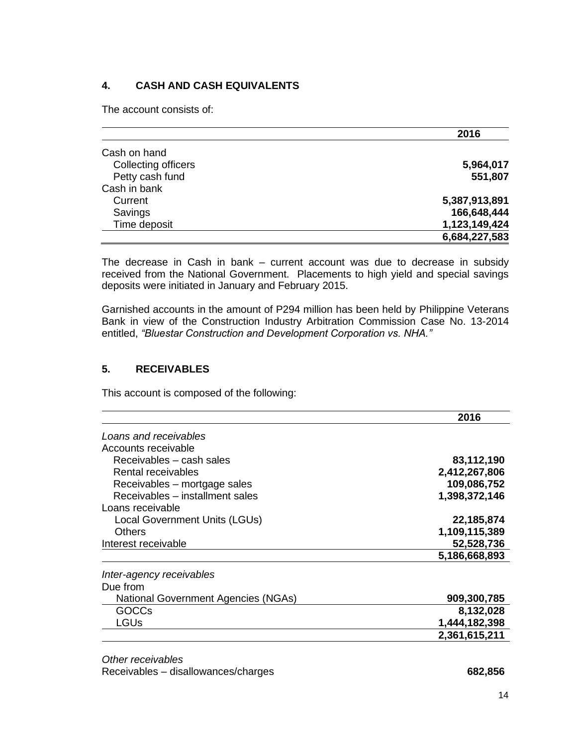## 4. CASH AND CASH EQUIVALENTS

The account consists of:

| | 2016 |
|---|---:|
| Cash on hand | |
| Collecting officers | **5,964,017** |
| Petty cash fund | **551,807** |
| Cash in bank | |
| Current | **5,387,913,891** |
| Savings | **166,648,444** |
| Time deposit | **1,123,149,424** |
| | **6,684,227,583** |

The decrease in Cash in bank – current account was due to decrease in subsidy received from the National Government. Placements to high yield and special savings deposits were initiated in January and February 2015.

Garnished accounts in the amount of P294 million has been held by Philippine Veterans Bank in view of the Construction Industry Arbitration Commission Case No. 13-2014 entitled, *"Bluestar Construction and Development Corporation vs. NHA."*

## 5. RECEIVABLES

This account is composed of the following:

| | 2016 |
|---|---:|
| *Loans and receivables* | |
| Accounts receivable | |
| Receivables – cash sales | **83,112,190** |
| Rental receivables | **2,412,267,806** |
| Receivables – mortgage sales | **109,086,752** |
| Receivables – installment sales | **1,398,372,146** |
| Loans receivable | |
| Local Government Units (LGUs) | **22,185,874** |
| Others | **1,109,115,389** |
| Interest receivable | **52,528,736** |
| | **5,186,668,893** |
| *Inter-agency receivables* | |
| Due from | |
| National Government Agencies (NGAs) | **909,300,785** |
| GOCCs | **8,132,028** |
| LGUs | **1,444,182,398** |
| | **2,361,615,211** |
| *Other receivables* | |
| Receivables – disallowances/charges | **682,856** |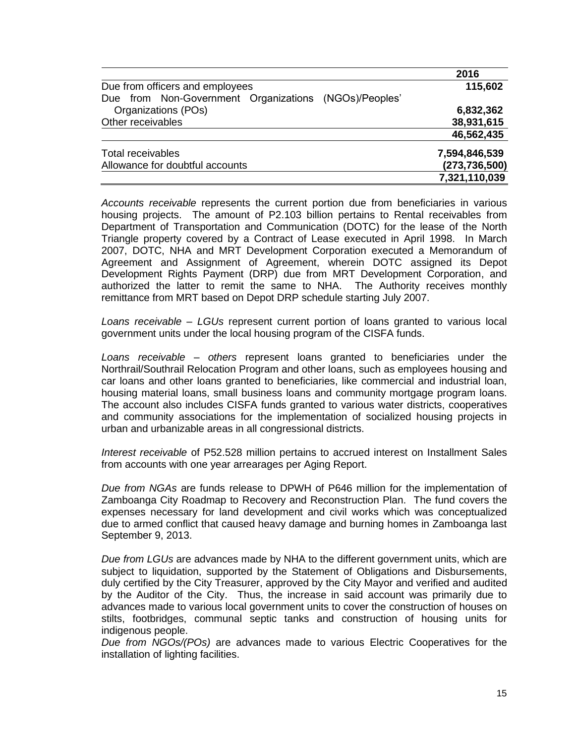| | 2016 |
|---|---|
| Due from officers and employees | **115,602** |
| Due from Non-Government Organizations (NGOs)/Peoples' Organizations (POs) | **6,832,362** |
| Other receivables | **38,931,615** |
| | **46,562,435** |
| Total receivables | **7,594,846,539** |
| Allowance for doubtful accounts | **(273,736,500)** |
| | **7,321,110,039** |

*Accounts receivable* represents the current portion due from beneficiaries in various housing projects. The amount of P2.103 billion pertains to Rental receivables from Department of Transportation and Communication (DOTC) for the lease of the North Triangle property covered by a Contract of Lease executed in April 1998. In March 2007, DOTC, NHA and MRT Development Corporation executed a Memorandum of Agreement and Assignment of Agreement, wherein DOTC assigned its Depot Development Rights Payment (DRP) due from MRT Development Corporation, and authorized the latter to remit the same to NHA. The Authority receives monthly remittance from MRT based on Depot DRP schedule starting July 2007.

*Loans receivable – LGUs* represent current portion of loans granted to various local government units under the local housing program of the CISFA funds.

*Loans receivable – others* represent loans granted to beneficiaries under the Northrail/Southrail Relocation Program and other loans, such as employees housing and car loans and other loans granted to beneficiaries, like commercial and industrial loan, housing material loans, small business loans and community mortgage program loans. The account also includes CISFA funds granted to various water districts, cooperatives and community associations for the implementation of socialized housing projects in urban and urbanizable areas in all congressional districts.

*Interest receivable* of P52.528 million pertains to accrued interest on Installment Sales from accounts with one year arrearages per Aging Report.

*Due from NGAs* are funds release to DPWH of P646 million for the implementation of Zamboanga City Roadmap to Recovery and Reconstruction Plan. The fund covers the expenses necessary for land development and civil works which was conceptualized due to armed conflict that caused heavy damage and burning homes in Zamboanga last September 9, 2013.

*Due from LGUs* are advances made by NHA to the different government units, which are subject to liquidation, supported by the Statement of Obligations and Disbursements, duly certified by the City Treasurer, approved by the City Mayor and verified and audited by the Auditor of the City. Thus, the increase in said account was primarily due to advances made to various local government units to cover the construction of houses on stilts, footbridges, communal septic tanks and construction of housing units for indigenous people.

*Due from NGOs/(POs)* are advances made to various Electric Cooperatives for the installation of lighting facilities.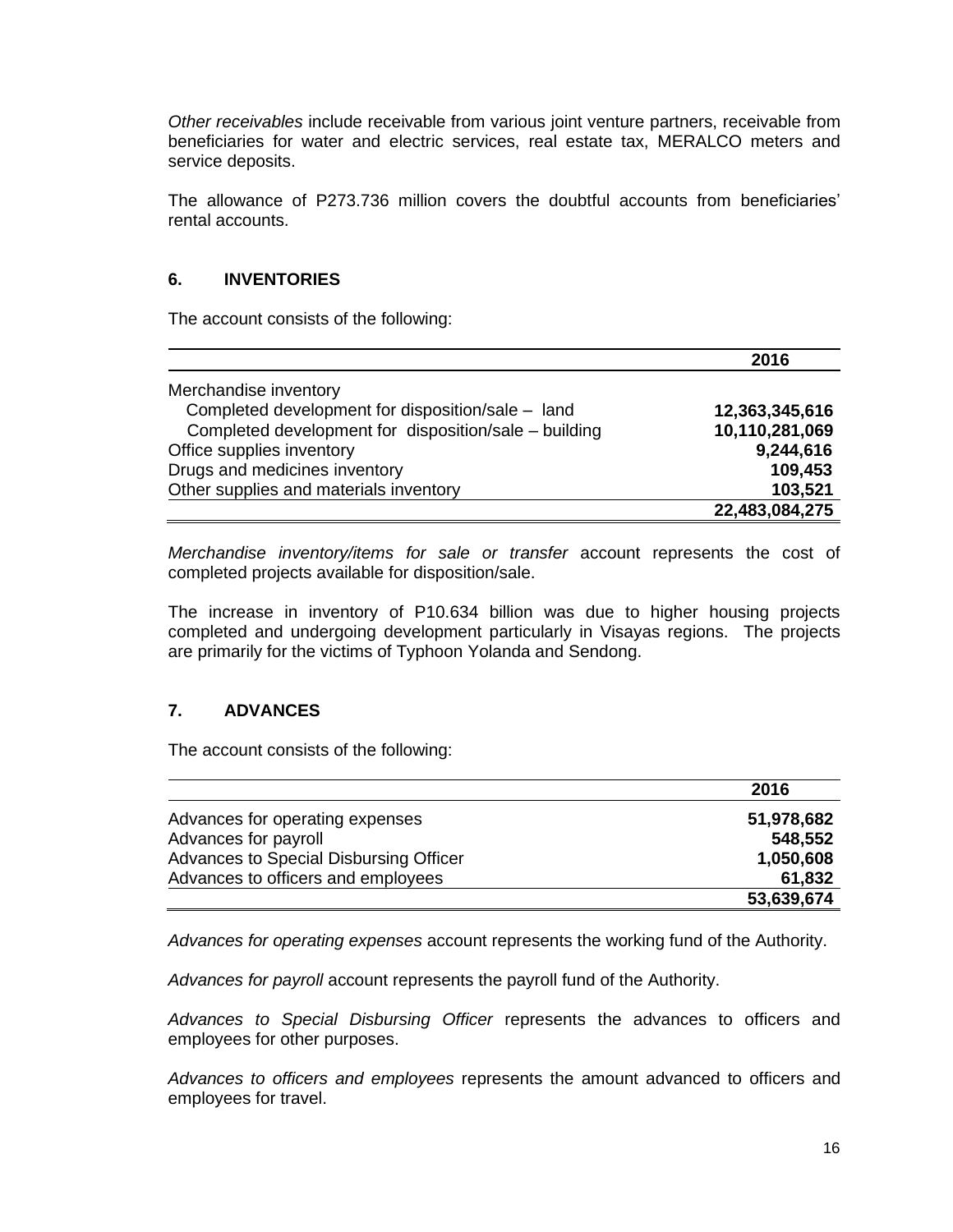*Other receivables* include receivable from various joint venture partners, receivable from beneficiaries for water and electric services, real estate tax, MERALCO meters and service deposits.

The allowance of P273.736 million covers the doubtful accounts from beneficiaries' rental accounts.

## 6. INVENTORIES

The account consists of the following:

| | 2016 |
|---|---:|
| Merchandise inventory | |
| Completed development for disposition/sale – land | **12,363,345,616** |
| Completed development for disposition/sale – building | **10,110,281,069** |
| Office supplies inventory | **9,244,616** |
| Drugs and medicines inventory | **109,453** |
| Other supplies and materials inventory | **103,521** |
| | **22,483,084,275** |

*Merchandise inventory/items for sale or transfer* account represents the cost of completed projects available for disposition/sale.

The increase in inventory of P10.634 billion was due to higher housing projects completed and undergoing development particularly in Visayas regions. The projects are primarily for the victims of Typhoon Yolanda and Sendong.

## 7. ADVANCES

The account consists of the following:

| | 2016 |
|---|---:|
| Advances for operating expenses | **51,978,682** |
| Advances for payroll | **548,552** |
| Advances to Special Disbursing Officer | **1,050,608** |
| Advances to officers and employees | **61,832** |
| | **53,639,674** |

*Advances for operating expenses* account represents the working fund of the Authority.

*Advances for payroll* account represents the payroll fund of the Authority.

*Advances to Special Disbursing Officer* represents the advances to officers and employees for other purposes.

*Advances to officers and employees* represents the amount advanced to officers and employees for travel.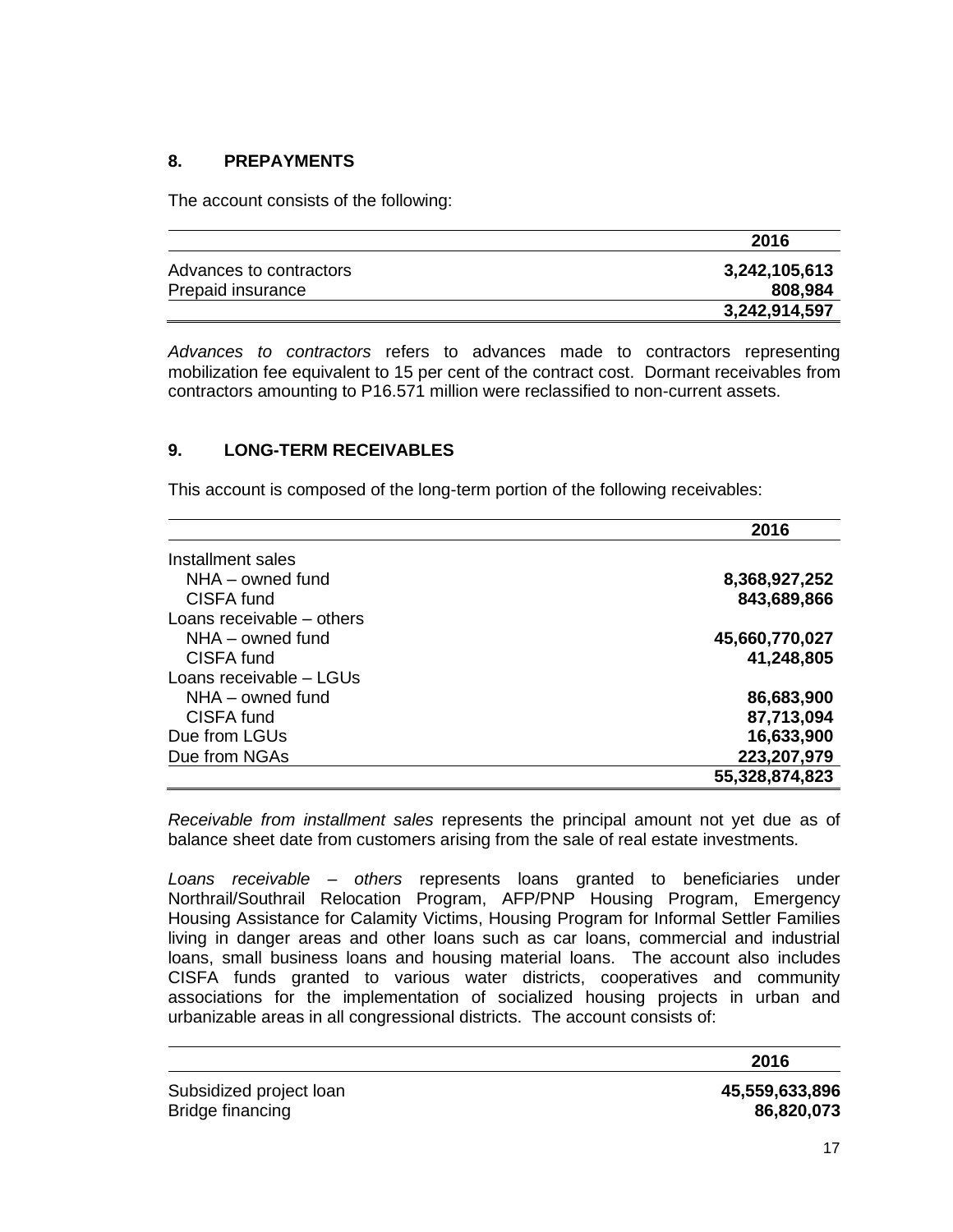## 8. PREPAYMENTS

The account consists of the following:

| | 2016 |
|---|---:|
| Advances to contractors | 3,242,105,613 |
| Prepaid insurance | 808,984 |
| | 3,242,914,597 |

*Advances to contractors* refers to advances made to contractors representing mobilization fee equivalent to 15 per cent of the contract cost. Dormant receivables from contractors amounting to P16.571 million were reclassified to non-current assets.

## 9. LONG-TERM RECEIVABLES

This account is composed of the long-term portion of the following receivables:

| | 2016 |
|---|---:|
| Installment sales | |
| NHA – owned fund | 8,368,927,252 |
| CISFA fund | 843,689,866 |
| Loans receivable – others | |
| NHA – owned fund | 45,660,770,027 |
| CISFA fund | 41,248,805 |
| Loans receivable – LGUs | |
| NHA – owned fund | 86,683,900 |
| CISFA fund | 87,713,094 |
| Due from LGUs | 16,633,900 |
| Due from NGAs | 223,207,979 |
| | 55,328,874,823 |

*Receivable from installment sales* represents the principal amount not yet due as of balance sheet date from customers arising from the sale of real estate investments.

*Loans receivable – others* represents loans granted to beneficiaries under Northrail/Southrail Relocation Program, AFP/PNP Housing Program, Emergency Housing Assistance for Calamity Victims, Housing Program for Informal Settler Families living in danger areas and other loans such as car loans, commercial and industrial loans, small business loans and housing material loans. The account also includes CISFA funds granted to various water districts, cooperatives and community associations for the implementation of socialized housing projects in urban and urbanizable areas in all congressional districts. The account consists of:

| | 2016 |
|---|---:|
| Subsidized project loan | 45,559,633,896 |
| Bridge financing | 86,820,073 |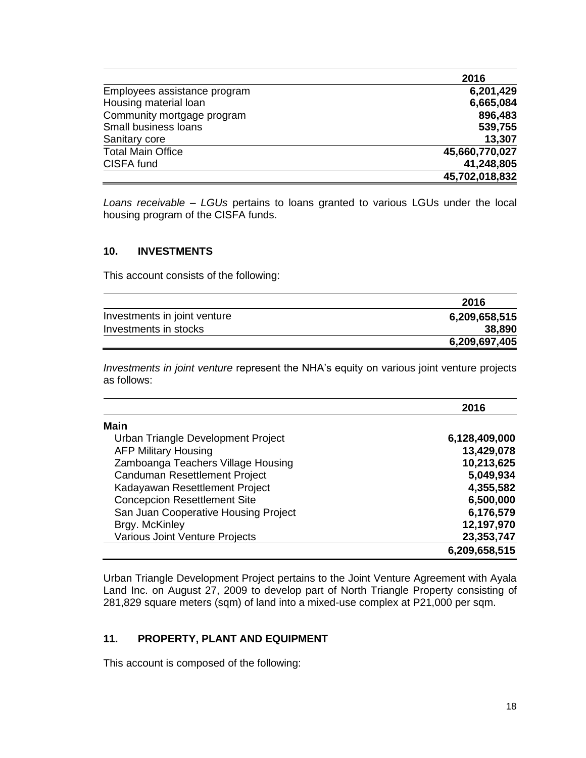| | 2016 |
|---|---|
| Employees assistance program | **6,201,429** |
| Housing material loan | **6,665,084** |
| Community mortgage program | **896,483** |
| Small business loans | **539,755** |
| Sanitary core | **13,307** |
| Total Main Office | **45,660,770,027** |
| CISFA fund | **41,248,805** |
| | **45,702,018,832** |

*Loans receivable – LGUs* pertains to loans granted to various LGUs under the local housing program of the CISFA funds.

## 10. INVESTMENTS

This account consists of the following:

| | 2016 |
|---|---|
| Investments in joint venture | **6,209,658,515** |
| Investments in stocks | **38,890** |
| | **6,209,697,405** |

*Investments in joint venture* represent the NHA's equity on various joint venture projects as follows:

| | 2016 |
|---|---|
| **Main** | |
| Urban Triangle Development Project | **6,128,409,000** |
| AFP Military Housing | **13,429,078** |
| Zamboanga Teachers Village Housing | **10,213,625** |
| Canduman Resettlement Project | **5,049,934** |
| Kadayawan Resettlement Project | **4,355,582** |
| Concepcion Resettlement Site | **6,500,000** |
| San Juan Cooperative Housing Project | **6,176,579** |
| Brgy. McKinley | **12,197,970** |
| Various Joint Venture Projects | **23,353,747** |
| | **6,209,658,515** |

Urban Triangle Development Project pertains to the Joint Venture Agreement with Ayala Land Inc. on August 27, 2009 to develop part of North Triangle Property consisting of 281,829 square meters (sqm) of land into a mixed-use complex at P21,000 per sqm.

## 11. PROPERTY, PLANT AND EQUIPMENT

This account is composed of the following: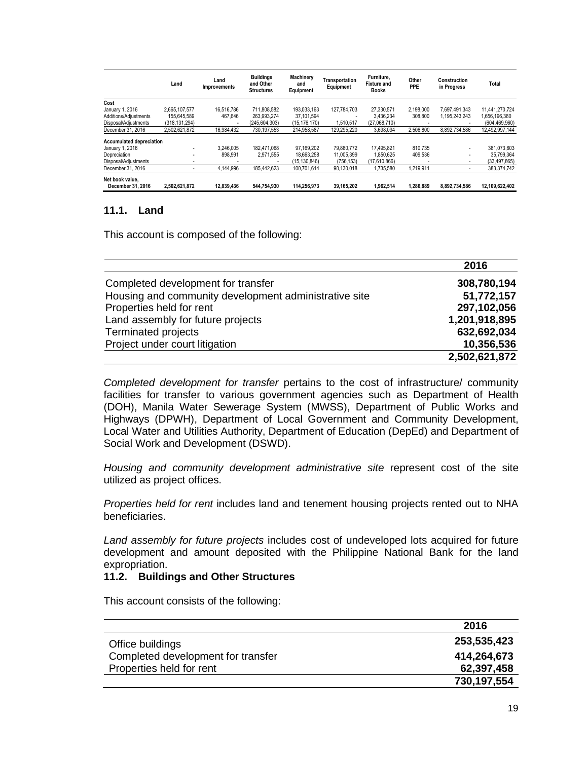| | Land | Land Improvements | Buildings and Other Structures | Machinery and Equipment | Transportation Equipment | Furniture, Fixture and Books | Other PPE | Construction in Progress | Total |
|---|---|---|---|---|---|---|---|---|---|
| **Cost** | | | | | | | | | |
| January 1, 2016 | 2,665,107,577 | 16,516,786 | 711,808,582 | 193,033,163 | 127,784,703 | 27,330,571 | 2,198,000 | 7,697,491,343 | 11,441,270,724 |
| Additions/Adjustments | 155,645,589 | 467,646 | 263,993,274 | 37,101,594 | - | 3,436,234 | 308,800 | 1,195,243,243 | 1,656,196,380 |
| Disposal/Adjustments | (318,131,294) | - | (245,604,303) | (15,176,170) | 1,510,517 | (27,068,710) | - | - | (604,469,960) |
| December 31, 2016 | 2,502,621,872 | 16,984,432 | 730,197,553 | 214,958,587 | 129,295,220 | 3,698,094 | 2,506,800 | 8,892,734,586 | 12,492,997,144 |
| **Accumulated depreciation** | | | | | | | | | |
| January 1, 2016 | - | 3,246,005 | 182,471,068 | 97,169,202 | 79,880,772 | 17,495,821 | 810,735 | - | 381,073,603 |
| Depreciation | - | 898,991 | 2,971,555 | 18,663,258 | 11,005,399 | 1,850,625 | 409,536 | - | 35,799,364 |
| Disposal/Adjustments | - | - | - | (15,130,846) | (756,153) | (17,610,866) | - | - | (33,497,865) |
| December 31, 2016 | - | 4,144,996 | 185,442,623 | 100,701,614 | 90,130,018 | 1,735,580 | 1,219,911 | - | 383,374,742 |
| **Net book value, December 31, 2016** | **2,502,621,872** | **12,839,436** | **544,754,930** | **114,256,973** | **39,165,202** | **1,962,514** | **1,286,889** | **8,892,734,586** | **12,109,622,402** |

## 11.1. Land

This account is composed of the following:

| | 2016 |
|---|---|
| Completed development for transfer | **308,780,194** |
| Housing and community development administrative site | **51,772,157** |
| Properties held for rent | **297,102,056** |
| Land assembly for future projects | **1,201,918,895** |
| Terminated projects | **632,692,034** |
| Project under court litigation | **10,356,536** |
| | **2,502,621,872** |

*Completed development for transfer* pertains to the cost of infrastructure/ community facilities for transfer to various government agencies such as Department of Health (DOH), Manila Water Sewerage System (MWSS), Department of Public Works and Highways (DPWH), Department of Local Government and Community Development, Local Water and Utilities Authority, Department of Education (DepEd) and Department of Social Work and Development (DSWD).

*Housing and community development administrative site* represent cost of the site utilized as project offices.

*Properties held for rent* includes land and tenement housing projects rented out to NHA beneficiaries.

*Land assembly for future projects* includes cost of undeveloped lots acquired for future development and amount deposited with the Philippine National Bank for the land expropriation.

## 11.2. Buildings and Other Structures

This account consists of the following:

| | 2016 |
|---|---|
| Office buildings | **253,535,423** |
| Completed development for transfer | **414,264,673** |
| Properties held for rent | **62,397,458** |
| | **730,197,554** |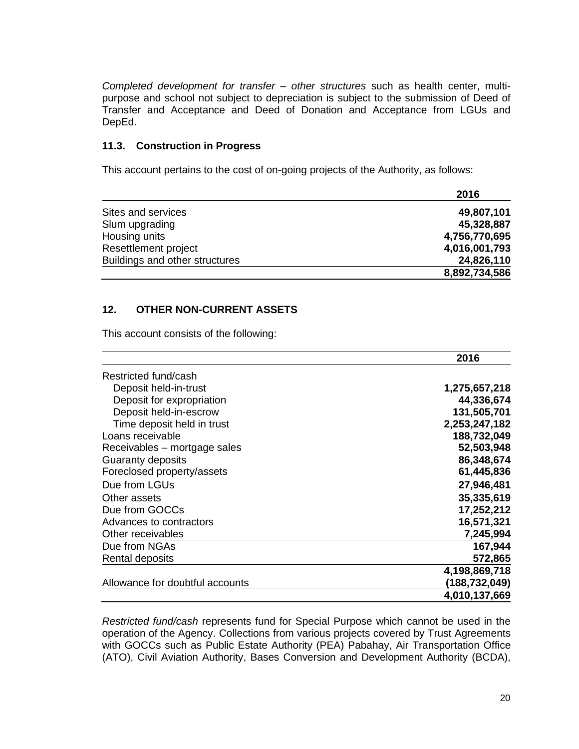*Completed development for transfer – other structures* such as health center, multi-purpose and school not subject to depreciation is subject to the submission of Deed of Transfer and Acceptance and Deed of Donation and Acceptance from LGUs and DepEd.

### 11.3. Construction in Progress

This account pertains to the cost of on-going projects of the Authority, as follows:

| | 2016 |
|---|---:|
| Sites and services | **49,807,101** |
| Slum upgrading | **45,328,887** |
| Housing units | **4,756,770,695** |
| Resettlement project | **4,016,001,793** |
| Buildings and other structures | **24,826,110** |
| | **8,892,734,586** |

## 12. OTHER NON-CURRENT ASSETS

This account consists of the following:

| | 2016 |
|---|---:|
| Restricted fund/cash | |
| Deposit held-in-trust | **1,275,657,218** |
| Deposit for expropriation | **44,336,674** |
| Deposit held-in-escrow | **131,505,701** |
| Time deposit held in trust | **2,253,247,182** |
| Loans receivable | **188,732,049** |
| Receivables – mortgage sales | **52,503,948** |
| Guaranty deposits | **86,348,674** |
| Foreclosed property/assets | **61,445,836** |
| Due from LGUs | **27,946,481** |
| Other assets | **35,335,619** |
| Due from GOCCs | **17,252,212** |
| Advances to contractors | **16,571,321** |
| Other receivables | **7,245,994** |
| Due from NGAs | **167,944** |
| Rental deposits | **572,865** |
| | **4,198,869,718** |
| Allowance for doubtful accounts | **(188,732,049)** |
| | **4,010,137,669** |

*Restricted fund/cash* represents fund for Special Purpose which cannot be used in the operation of the Agency. Collections from various projects covered by Trust Agreements with GOCCs such as Public Estate Authority (PEA) Pabahay, Air Transportation Office (ATO), Civil Aviation Authority, Bases Conversion and Development Authority (BCDA),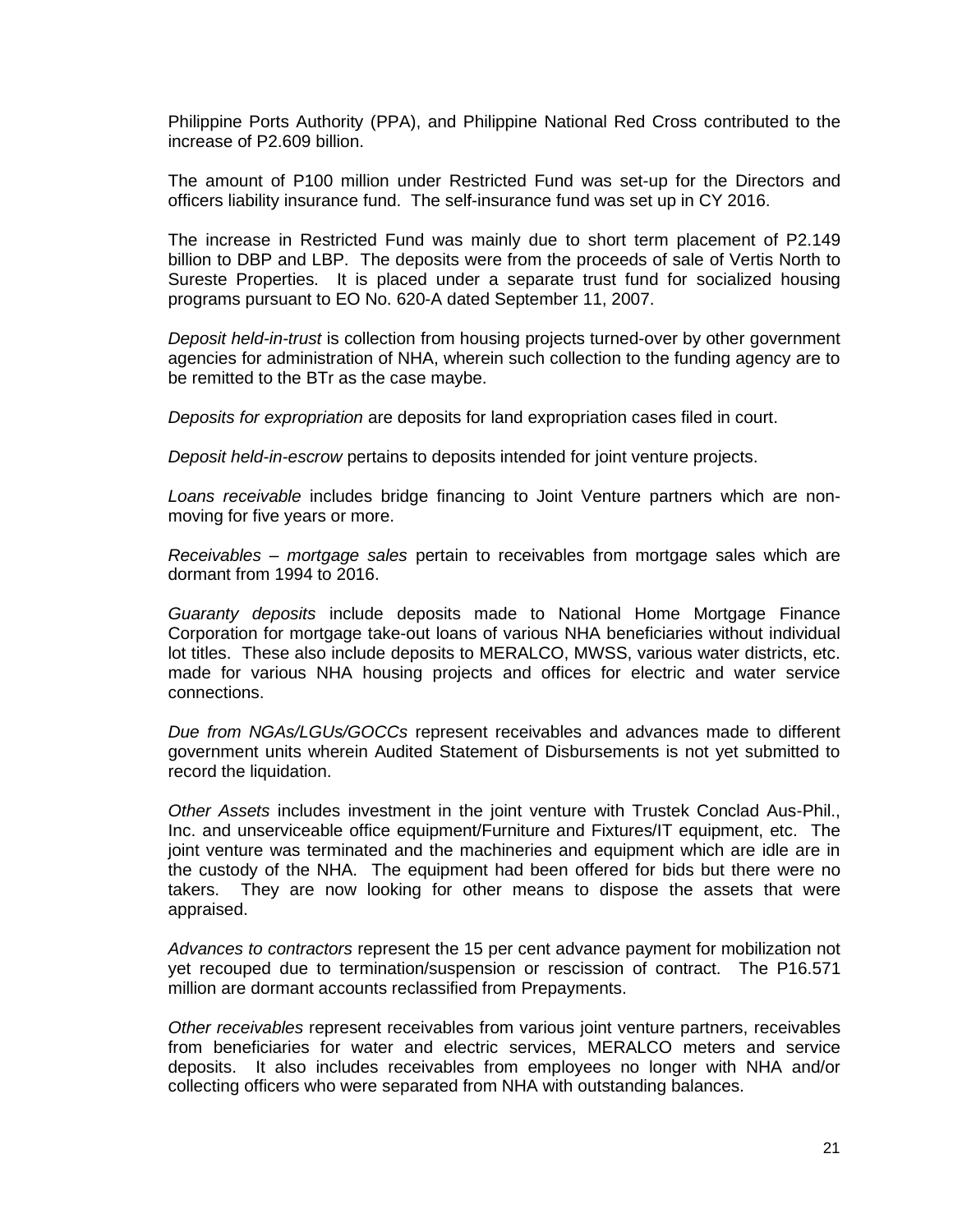Philippine Ports Authority (PPA), and Philippine National Red Cross contributed to the increase of P2.609 billion.

The amount of P100 million under Restricted Fund was set-up for the Directors and officers liability insurance fund. The self-insurance fund was set up in CY 2016.

The increase in Restricted Fund was mainly due to short term placement of P2.149 billion to DBP and LBP. The deposits were from the proceeds of sale of Vertis North to Sureste Properties. It is placed under a separate trust fund for socialized housing programs pursuant to EO No. 620-A dated September 11, 2007.

*Deposit held-in-trust* is collection from housing projects turned-over by other government agencies for administration of NHA, wherein such collection to the funding agency are to be remitted to the BTr as the case maybe.

*Deposits for expropriation* are deposits for land expropriation cases filed in court.

*Deposit held-in-escrow* pertains to deposits intended for joint venture projects.

*Loans receivable* includes bridge financing to Joint Venture partners which are non-moving for five years or more.

*Receivables – mortgage sales* pertain to receivables from mortgage sales which are dormant from 1994 to 2016.

*Guaranty deposits* include deposits made to National Home Mortgage Finance Corporation for mortgage take-out loans of various NHA beneficiaries without individual lot titles. These also include deposits to MERALCO, MWSS, various water districts, etc. made for various NHA housing projects and offices for electric and water service connections.

*Due from NGAs/LGUs/GOCCs* represent receivables and advances made to different government units wherein Audited Statement of Disbursements is not yet submitted to record the liquidation.

*Other Assets* includes investment in the joint venture with Trustek Conclad Aus-Phil., Inc. and unserviceable office equipment/Furniture and Fixtures/IT equipment, etc. The joint venture was terminated and the machineries and equipment which are idle are in the custody of the NHA. The equipment had been offered for bids but there were no takers. They are now looking for other means to dispose the assets that were appraised.

*Advances to contractors* represent the 15 per cent advance payment for mobilization not yet recouped due to termination/suspension or rescission of contract. The P16.571 million are dormant accounts reclassified from Prepayments.

*Other receivables* represent receivables from various joint venture partners, receivables from beneficiaries for water and electric services, MERALCO meters and service deposits. It also includes receivables from employees no longer with NHA and/or collecting officers who were separated from NHA with outstanding balances.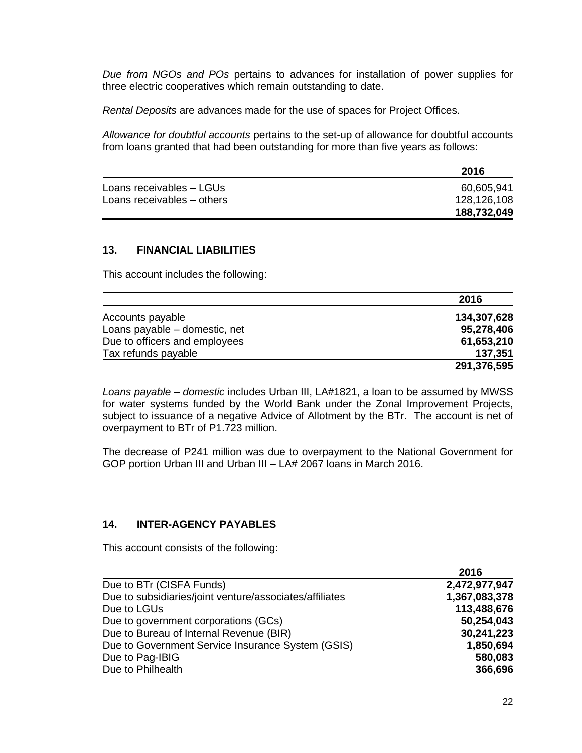*Due from NGOs and POs* pertains to advances for installation of power supplies for three electric cooperatives which remain outstanding to date.

*Rental Deposits* are advances made for the use of spaces for Project Offices.

*Allowance for doubtful accounts* pertains to the set-up of allowance for doubtful accounts from loans granted that had been outstanding for more than five years as follows:

| | 2016 |
|---|---:|
| Loans receivables – LGUs | 60,605,941 |
| Loans receivables – others | 128,126,108 |
| | **188,732,049** |

## 13. FINANCIAL LIABILITIES

This account includes the following:

| | 2016 |
|---|---:|
| Accounts payable | **134,307,628** |
| Loans payable – domestic, net | **95,278,406** |
| Due to officers and employees | **61,653,210** |
| Tax refunds payable | **137,351** |
| | **291,376,595** |

*Loans payable – domestic* includes Urban III, LA#1821, a loan to be assumed by MWSS for water systems funded by the World Bank under the Zonal Improvement Projects, subject to issuance of a negative Advice of Allotment by the BTr. The account is net of overpayment to BTr of P1.723 million.

The decrease of P241 million was due to overpayment to the National Government for GOP portion Urban III and Urban III – LA# 2067 loans in March 2016.

## 14. INTER-AGENCY PAYABLES

This account consists of the following:

| | 2016 |
|---|---:|
| Due to BTr (CISFA Funds) | **2,472,977,947** |
| Due to subsidiaries/joint venture/associates/affiliates | **1,367,083,378** |
| Due to LGUs | **113,488,676** |
| Due to government corporations (GCs) | **50,254,043** |
| Due to Bureau of Internal Revenue (BIR) | **30,241,223** |
| Due to Government Service Insurance System (GSIS) | **1,850,694** |
| Due to Pag-IBIG | **580,083** |
| Due to Philhealth | **366,696** |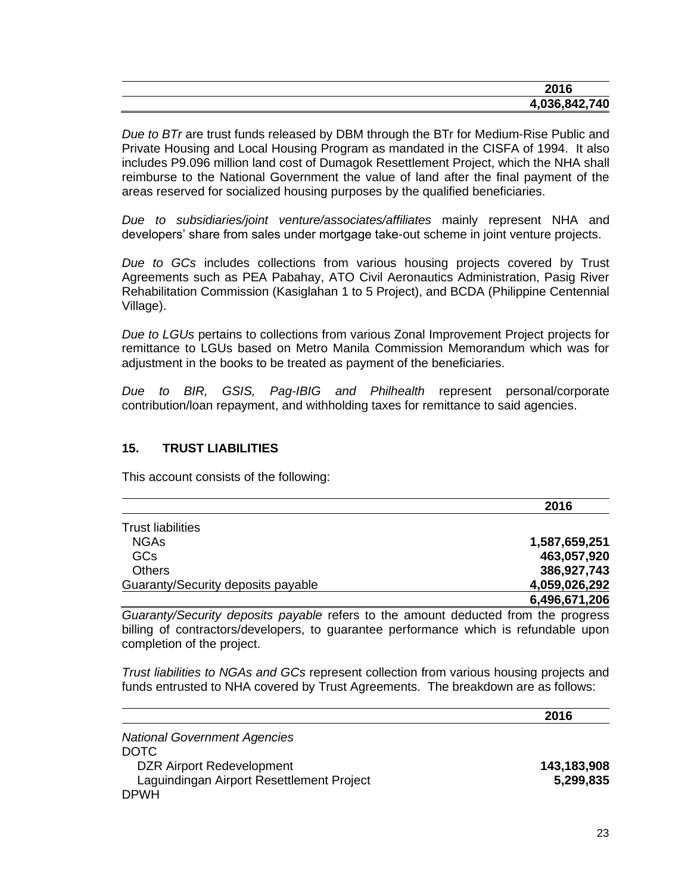| | 2016 |
|---|---|
| | **4,036,842,740** |

*Due to BTr* are trust funds released by DBM through the BTr for Medium-Rise Public and Private Housing and Local Housing Program as mandated in the CISFA of 1994. It also includes P9.096 million land cost of Dumagok Resettlement Project, which the NHA shall reimburse to the National Government the value of land after the final payment of the areas reserved for socialized housing purposes by the qualified beneficiaries.

*Due to subsidiaries/joint venture/associates/affiliates* mainly represent NHA and developers' share from sales under mortgage take-out scheme in joint venture projects.

*Due to GCs* includes collections from various housing projects covered by Trust Agreements such as PEA Pabahay, ATO Civil Aeronautics Administration, Pasig River Rehabilitation Commission (Kasiglahan 1 to 5 Project), and BCDA (Philippine Centennial Village).

*Due to LGUs* pertains to collections from various Zonal Improvement Project projects for remittance to LGUs based on Metro Manila Commission Memorandum which was for adjustment in the books to be treated as payment of the beneficiaries.

*Due to BIR, GSIS, Pag-IBIG and Philhealth* represent personal/corporate contribution/loan repayment, and withholding taxes for remittance to said agencies.

## 15. TRUST LIABILITIES

This account consists of the following:

| | 2016 |
|---|---|
| Trust liabilities | |
| NGAs | **1,587,659,251** |
| GCs | **463,057,920** |
| Others | **386,927,743** |
| Guaranty/Security deposits payable | **4,059,026,292** |
| | **6,496,671,206** |

*Guaranty/Security deposits payable* refers to the amount deducted from the progress billing of contractors/developers, to guarantee performance which is refundable upon completion of the project.

*Trust liabilities to NGAs and GCs* represent collection from various housing projects and funds entrusted to NHA covered by Trust Agreements. The breakdown are as follows:

| | 2016 |
|---|---|
| *National Government Agencies* | |
| DOTC | |
| DZR Airport Redevelopment | **143,183,908** |
| Laguindingan Airport Resettlement Project | **5,299,835** |
| DPWH | |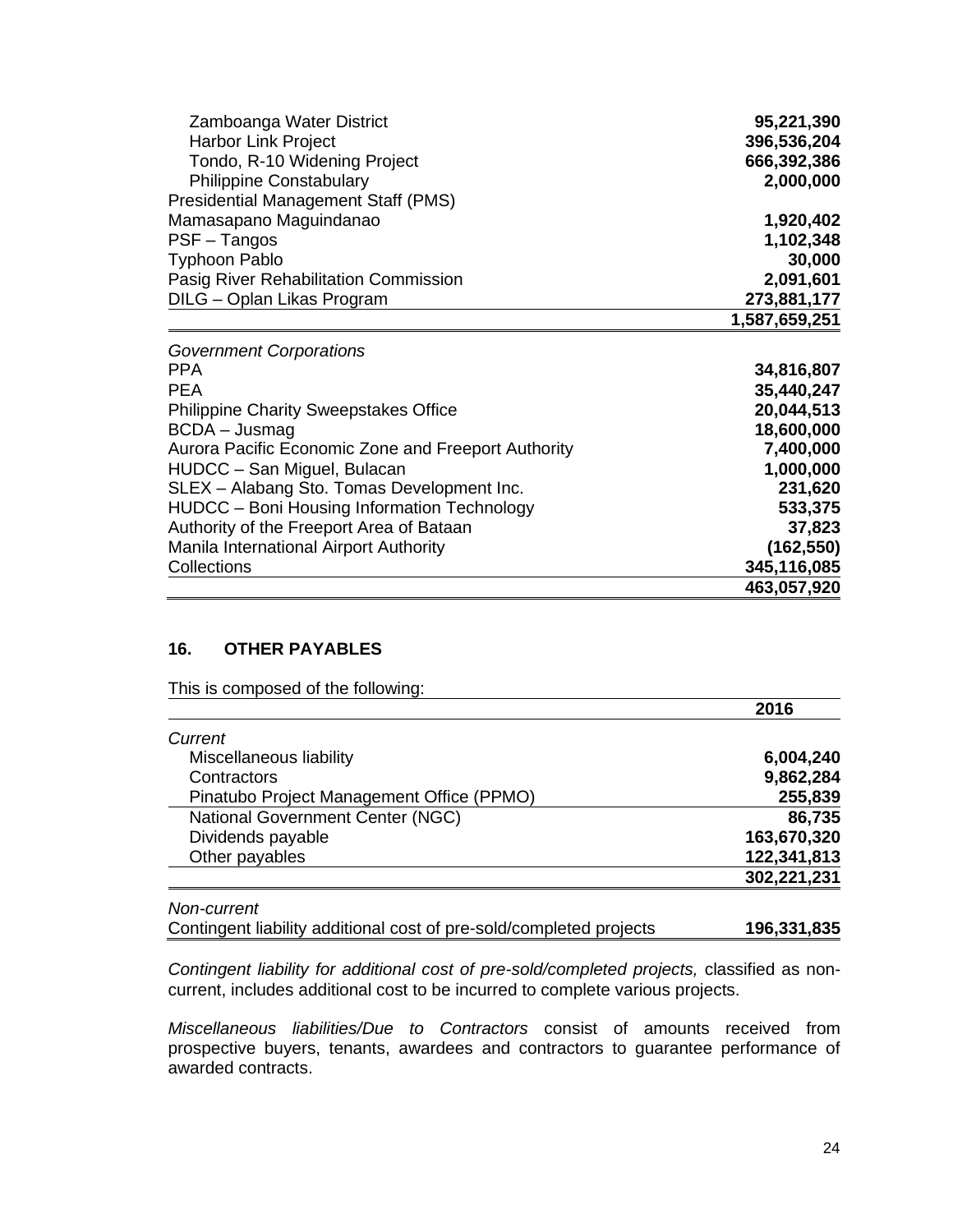| | |
|---|---|
| Zamboanga Water District | **95,221,390** |
| Harbor Link Project | **396,536,204** |
| Tondo, R-10 Widening Project | **666,392,386** |
| Philippine Constabulary | **2,000,000** |
| Presidential Management Staff (PMS) | |
| Mamasapano Maguindanao | **1,920,402** |
| PSF – Tangos | **1,102,348** |
| Typhoon Pablo | **30,000** |
| Pasig River Rehabilitation Commission | **2,091,601** |
| DILG – Oplan Likas Program | **273,881,177** |
| | **1,587,659,251** |

| | |
|---|---|
| *Government Corporations* | |
| PPA | **34,816,807** |
| PEA | **35,440,247** |
| Philippine Charity Sweepstakes Office | **20,044,513** |
| BCDA – Jusmag | **18,600,000** |
| Aurora Pacific Economic Zone and Freeport Authority | **7,400,000** |
| HUDCC – San Miguel, Bulacan | **1,000,000** |
| SLEX – Alabang Sto. Tomas Development Inc. | **231,620** |
| HUDCC – Boni Housing Information Technology | **533,375** |
| Authority of the Freeport Area of Bataan | **37,823** |
| Manila International Airport Authority | **(162,550)** |
| Collections | **345,116,085** |
| | **463,057,920** |

## 16. OTHER PAYABLES

This is composed of the following:

| | 2016 |
|---|---|
| *Current* | |
| Miscellaneous liability | **6,004,240** |
| Contractors | **9,862,284** |
| Pinatubo Project Management Office (PPMO) | **255,839** |
| National Government Center (NGC) | **86,735** |
| Dividends payable | **163,670,320** |
| Other payables | **122,341,813** |
| | **302,221,231** |
| *Non-current* | |
| Contingent liability additional cost of pre-sold/completed projects | **196,331,835** |

*Contingent liability for additional cost of pre-sold/completed projects,* classified as non-current, includes additional cost to be incurred to complete various projects.

*Miscellaneous liabilities/Due to Contractors* consist of amounts received from prospective buyers, tenants, awardees and contractors to guarantee performance of awarded contracts.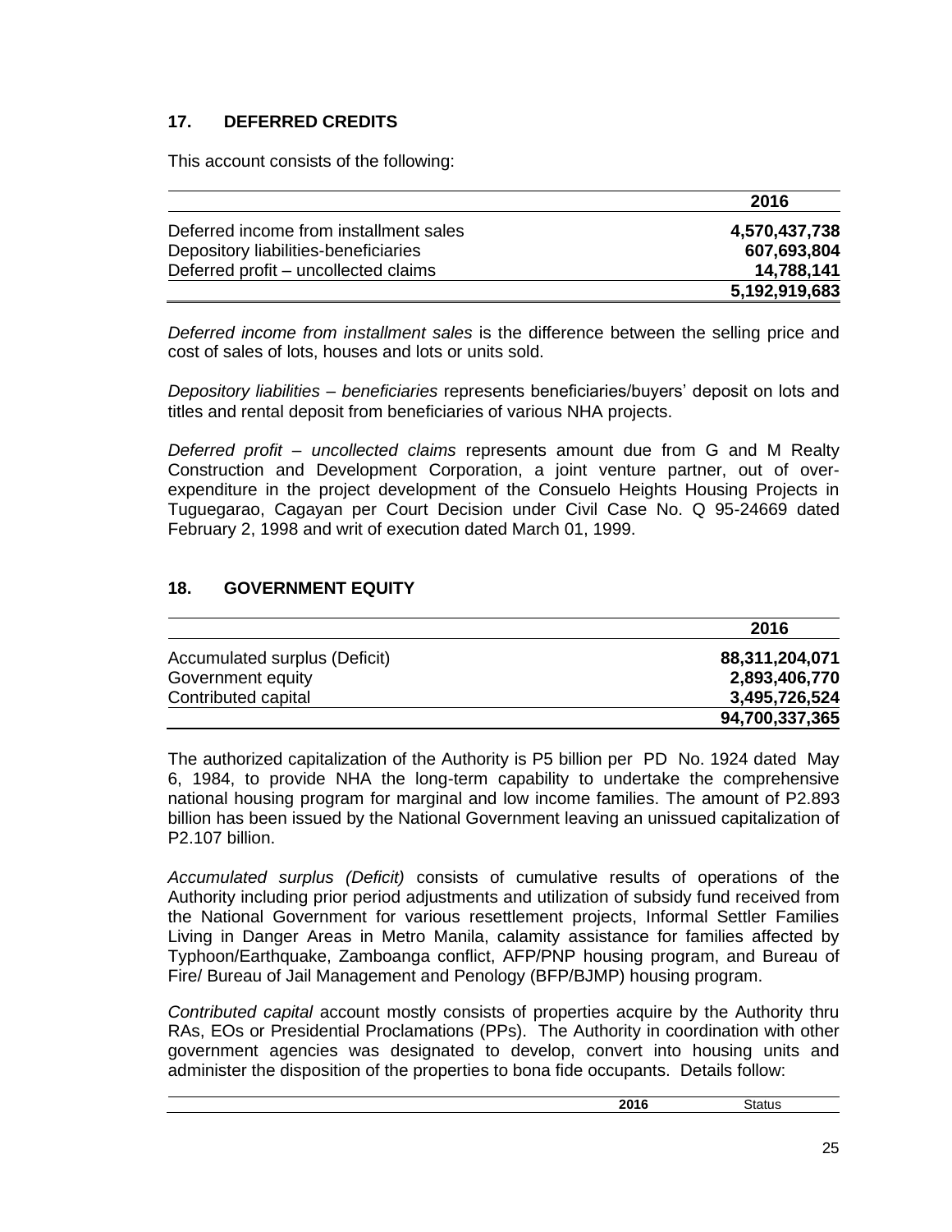## 17. DEFERRED CREDITS

This account consists of the following:

| | 2016 |
|---|---:|
| Deferred income from installment sales | 4,570,437,738 |
| Depository liabilities-beneficiaries | 607,693,804 |
| Deferred profit – uncollected claims | 14,788,141 |
| | 5,192,919,683 |

*Deferred income from installment sales* is the difference between the selling price and cost of sales of lots, houses and lots or units sold.

*Depository liabilities – beneficiaries* represents beneficiaries/buyers' deposit on lots and titles and rental deposit from beneficiaries of various NHA projects.

*Deferred profit – uncollected claims* represents amount due from G and M Realty Construction and Development Corporation, a joint venture partner, out of over-expenditure in the project development of the Consuelo Heights Housing Projects in Tuguegarao, Cagayan per Court Decision under Civil Case No. Q 95-24669 dated February 2, 1998 and writ of execution dated March 01, 1999.

## 18. GOVERNMENT EQUITY

| | 2016 |
|---|---:|
| Accumulated surplus (Deficit) | 88,311,204,071 |
| Government equity | 2,893,406,770 |
| Contributed capital | 3,495,726,524 |
| | 94,700,337,365 |

The authorized capitalization of the Authority is P5 billion per PD No. 1924 dated May 6, 1984, to provide NHA the long-term capability to undertake the comprehensive national housing program for marginal and low income families. The amount of P2.893 billion has been issued by the National Government leaving an unissued capitalization of P2.107 billion.

*Accumulated surplus (Deficit)* consists of cumulative results of operations of the Authority including prior period adjustments and utilization of subsidy fund received from the National Government for various resettlement projects, Informal Settler Families Living in Danger Areas in Metro Manila, calamity assistance for families affected by Typhoon/Earthquake, Zamboanga conflict, AFP/PNP housing program, and Bureau of Fire/ Bureau of Jail Management and Penology (BFP/BJMP) housing program.

*Contributed capital* account mostly consists of properties acquire by the Authority thru RAs, EOs or Presidential Proclamations (PPs). The Authority in coordination with other government agencies was designated to develop, convert into housing units and administer the disposition of the properties to bona fide occupants. Details follow:

| | 2016 | Status |
|---|---|---|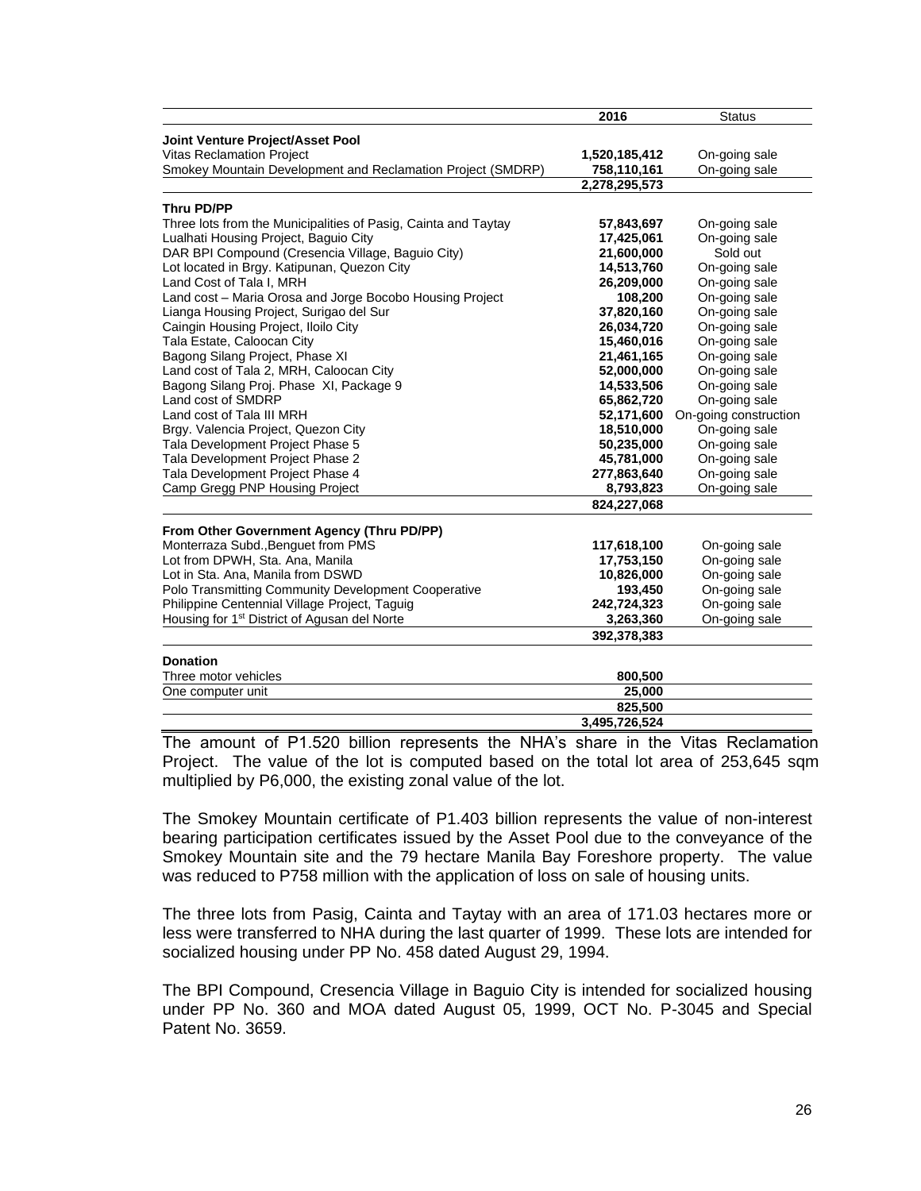| | 2016 | Status |
|---|---|---|
| **Joint Venture Project/Asset Pool** | | |
| Vitas Reclamation Project | **1,520,185,412** | On-going sale |
| Smokey Mountain Development and Reclamation Project (SMDRP) | **758,110,161** | On-going sale |
| | **2,278,295,573** | |
| **Thru PD/PP** | | |
| Three lots from the Municipalities of Pasig, Cainta and Taytay | **57,843,697** | On-going sale |
| Lualhati Housing Project, Baguio City | **17,425,061** | On-going sale |
| DAR BPI Compound (Cresencia Village, Baguio City) | **21,600,000** | Sold out |
| Lot located in Brgy. Katipunan, Quezon City | **14,513,760** | On-going sale |
| Land Cost of Tala I, MRH | **26,209,000** | On-going sale |
| Land cost – Maria Orosa and Jorge Bocobo Housing Project | **108,200** | On-going sale |
| Lianga Housing Project, Surigao del Sur | **37,820,160** | On-going sale |
| Caingin Housing Project, Iloilo City | **26,034,720** | On-going sale |
| Tala Estate, Caloocan City | **15,460,016** | On-going sale |
| Bagong Silang Project, Phase XI | **21,461,165** | On-going sale |
| Land cost of Tala 2, MRH, Caloocan City | **52,000,000** | On-going sale |
| Bagong Silang Proj. Phase XI, Package 9 | **14,533,506** | On-going sale |
| Land cost of SMDRP | **65,862,720** | On-going sale |
| Land cost of Tala III MRH | **52,171,600** | On-going construction |
| Brgy. Valencia Project, Quezon City | **18,510,000** | On-going sale |
| Tala Development Project Phase 5 | **50,235,000** | On-going sale |
| Tala Development Project Phase 2 | **45,781,000** | On-going sale |
| Tala Development Project Phase 4 | **277,863,640** | On-going sale |
| Camp Gregg PNP Housing Project | **8,793,823** | On-going sale |
| | **824,227,068** | |
| **From Other Government Agency (Thru PD/PP)** | | |
| Monterraza Subd.,Benguet from PMS | **117,618,100** | On-going sale |
| Lot from DPWH, Sta. Ana, Manila | **17,753,150** | On-going sale |
| Lot in Sta. Ana, Manila from DSWD | **10,826,000** | On-going sale |
| Polo Transmitting Community Development Cooperative | **193,450** | On-going sale |
| Philippine Centennial Village Project, Taguig | **242,724,323** | On-going sale |
| Housing for 1st District of Agusan del Norte | **3,263,360** | On-going sale |
| | **392,378,383** | |
| **Donation** | | |
| Three motor vehicles | **800,500** | |
| One computer unit | **25,000** | |
| | **825,500** | |
| | **3,495,726,524** | |

The amount of P1.520 billion represents the NHA's share in the Vitas Reclamation Project. The value of the lot is computed based on the total lot area of 253,645 sqm multiplied by P6,000, the existing zonal value of the lot.

The Smokey Mountain certificate of P1.403 billion represents the value of non-interest bearing participation certificates issued by the Asset Pool due to the conveyance of the Smokey Mountain site and the 79 hectare Manila Bay Foreshore property. The value was reduced to P758 million with the application of loss on sale of housing units.

The three lots from Pasig, Cainta and Taytay with an area of 171.03 hectares more or less were transferred to NHA during the last quarter of 1999. These lots are intended for socialized housing under PP No. 458 dated August 29, 1994.

The BPI Compound, Cresencia Village in Baguio City is intended for socialized housing under PP No. 360 and MOA dated August 05, 1999, OCT No. P-3045 and Special Patent No. 3659.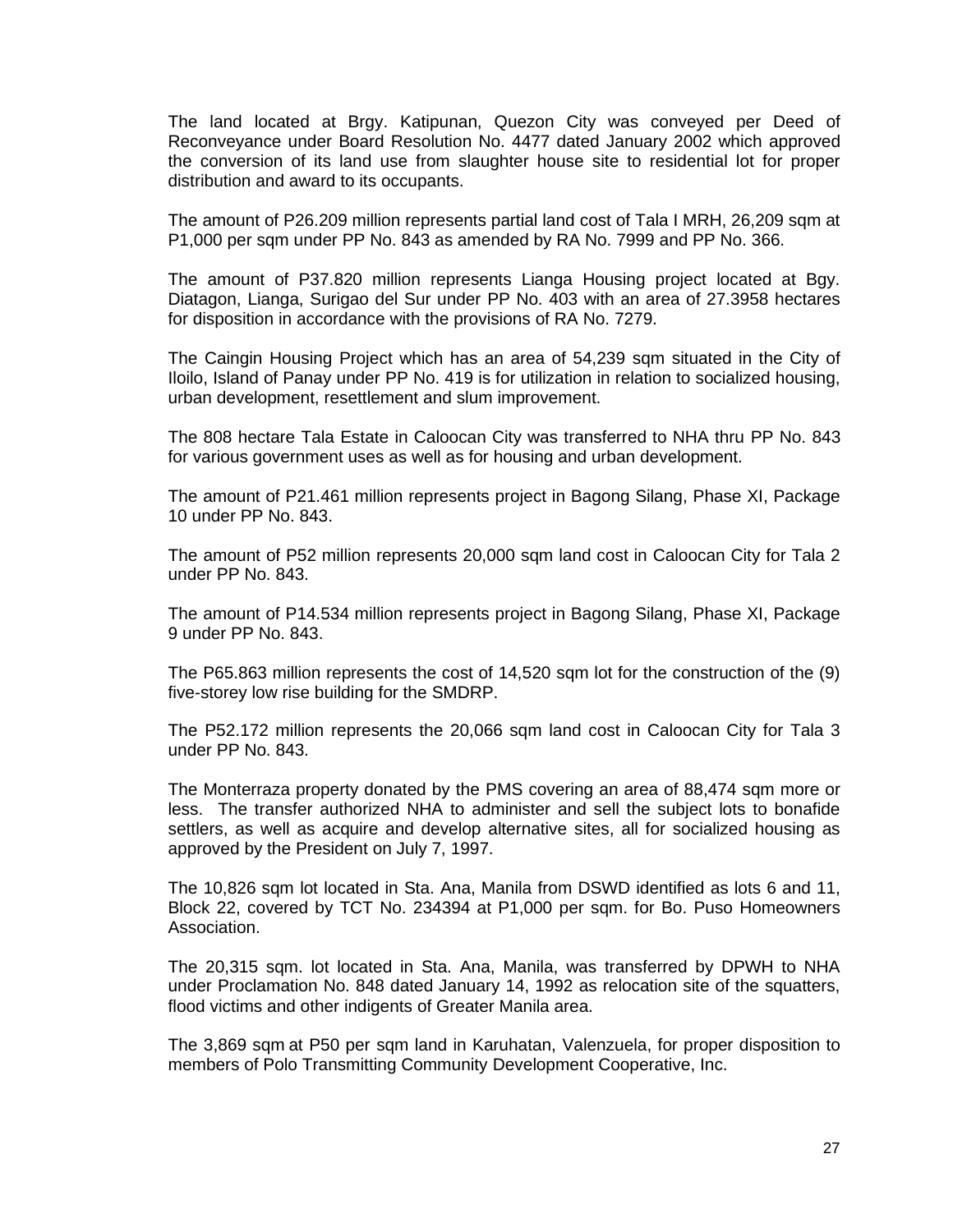The land located at Brgy. Katipunan, Quezon City was conveyed per Deed of Reconveyance under Board Resolution No. 4477 dated January 2002 which approved the conversion of its land use from slaughter house site to residential lot for proper distribution and award to its occupants.

The amount of P26.209 million represents partial land cost of Tala I MRH, 26,209 sqm at P1,000 per sqm under PP No. 843 as amended by RA No. 7999 and PP No. 366.

The amount of P37.820 million represents Lianga Housing project located at Bgy. Diatagon, Lianga, Surigao del Sur under PP No. 403 with an area of 27.3958 hectares for disposition in accordance with the provisions of RA No. 7279.

The Caingin Housing Project which has an area of 54,239 sqm situated in the City of Iloilo, Island of Panay under PP No. 419 is for utilization in relation to socialized housing, urban development, resettlement and slum improvement.

The 808 hectare Tala Estate in Caloocan City was transferred to NHA thru PP No. 843 for various government uses as well as for housing and urban development.

The amount of P21.461 million represents project in Bagong Silang, Phase XI, Package 10 under PP No. 843.

The amount of P52 million represents 20,000 sqm land cost in Caloocan City for Tala 2 under PP No. 843.

The amount of P14.534 million represents project in Bagong Silang, Phase XI, Package 9 under PP No. 843.

The P65.863 million represents the cost of 14,520 sqm lot for the construction of the (9) five-storey low rise building for the SMDRP.

The P52.172 million represents the 20,066 sqm land cost in Caloocan City for Tala 3 under PP No. 843.

The Monterraza property donated by the PMS covering an area of 88,474 sqm more or less. The transfer authorized NHA to administer and sell the subject lots to bonafide settlers, as well as acquire and develop alternative sites, all for socialized housing as approved by the President on July 7, 1997.

The 10,826 sqm lot located in Sta. Ana, Manila from DSWD identified as lots 6 and 11, Block 22, covered by TCT No. 234394 at P1,000 per sqm. for Bo. Puso Homeowners Association.

The 20,315 sqm. lot located in Sta. Ana, Manila, was transferred by DPWH to NHA under Proclamation No. 848 dated January 14, 1992 as relocation site of the squatters, flood victims and other indigents of Greater Manila area.

The 3,869 sqm at P50 per sqm land in Karuhatan, Valenzuela, for proper disposition to members of Polo Transmitting Community Development Cooperative, Inc.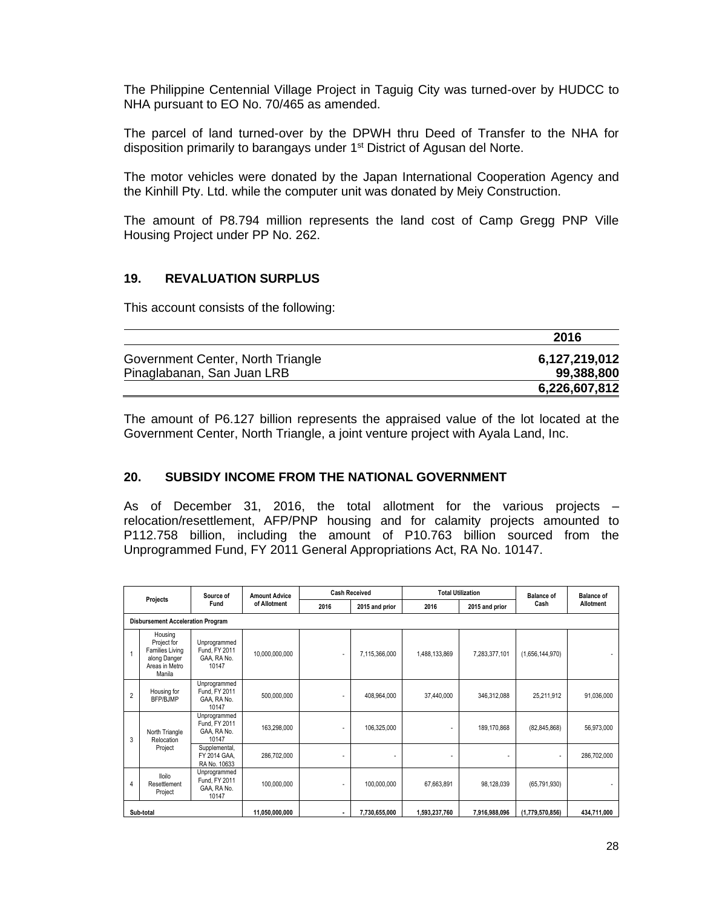The Philippine Centennial Village Project in Taguig City was turned-over by HUDCC to NHA pursuant to EO No. 70/465 as amended.

The parcel of land turned-over by the DPWH thru Deed of Transfer to the NHA for disposition primarily to barangays under 1st District of Agusan del Norte.

The motor vehicles were donated by the Japan International Cooperation Agency and the Kinhill Pty. Ltd. while the computer unit was donated by Meiy Construction.

The amount of P8.794 million represents the land cost of Camp Gregg PNP Ville Housing Project under PP No. 262.

## 19. REVALUATION SURPLUS

This account consists of the following:

| | 2016 |
|---|---:|
| Government Center, North Triangle | **6,127,219,012** |
| Pinaglabanan, San Juan LRB | **99,388,800** |
| | **6,226,607,812** |

The amount of P6.127 billion represents the appraised value of the lot located at the Government Center, North Triangle, a joint venture project with Ayala Land, Inc.

## 20. SUBSIDY INCOME FROM THE NATIONAL GOVERNMENT

As of December 31, 2016, the total allotment for the various projects – relocation/resettlement, AFP/PNP housing and for calamity projects amounted to P112.758 billion, including the amount of P10.763 billion sourced from the Unprogrammed Fund, FY 2011 General Appropriations Act, RA No. 10147.

| | Projects | Source of Fund | Amount Advice of Allotment | Cash Received | | Total Utilization | | Balance of Cash | Balance of Allotment |
|---|---|---|---|---|---|---|---|---|---|
| | | | | 2016 | 2015 and prior | 2016 | 2015 and prior | | |
| **Disbursement Acceleration Program** | | | | | | | | | |
| 1 | Housing Project for Families Living along Danger Areas in Metro Manila | Unprogrammed Fund, FY 2011 GAA, RA No. 10147 | 10,000,000,000 | - | 7,115,366,000 | 1,488,133,869 | 7,283,377,101 | (1,656,144,970) | - |
| 2 | Housing for BFP/BJMP | Unprogrammed Fund, FY 2011 GAA, RA No. 10147 | 500,000,000 | - | 408,964,000 | 37,440,000 | 346,312,088 | 25,211,912 | 91,036,000 |
| 3 | North Triangle Relocation Project | Unprogrammed Fund, FY 2011 GAA, RA No. 10147 | 163,298,000 | - | 106,325,000 | - | 189,170,868 | (82,845,868) | 56,973,000 |
| | | Supplemental, FY 2014 GAA, RA No. 10633 | 286,702,000 | - | - | - | - | - | 286,702,000 |
| 4 | Iloilo Resettlement Project | Unprogrammed Fund, FY 2011 GAA, RA No. 10147 | 100,000,000 | - | 100,000,000 | 67,663,891 | 98,128,039 | (65,791,930) | - |
| **Sub-total** | | | **11,050,000,000** | **-** | **7,730,655,000** | **1,593,237,760** | **7,916,988,096** | **(1,779,570,856)** | **434,711,000** |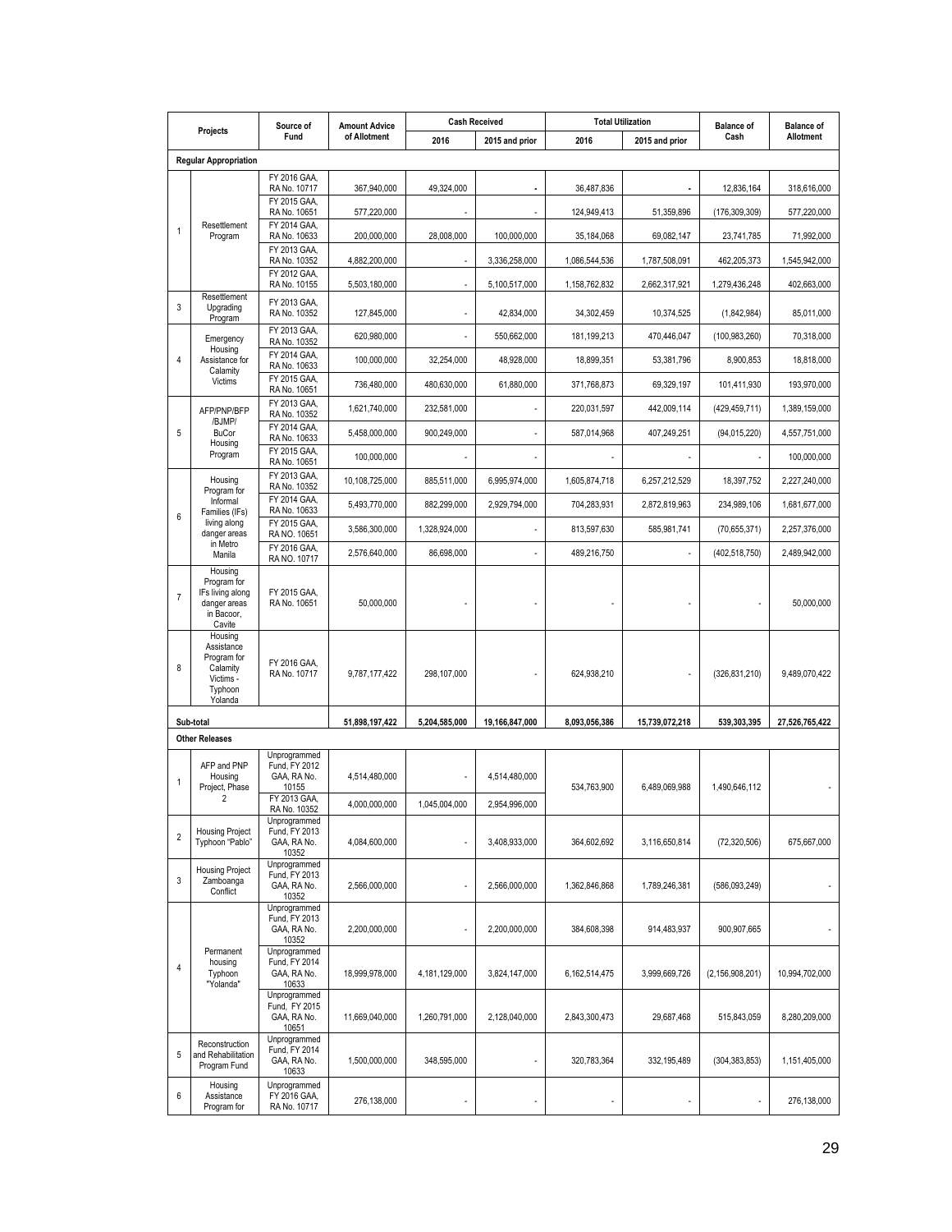| | Projects | Source of Fund | Amount Advice of Allotment | Cash Received | | Total Utilization | | Balance of Cash | Balance of Allotment |
|---|---|---|---|---|---|---|---|---|---|
| | | | | 2016 | 2015 and prior | 2016 | 2015 and prior | | |
| **Regular Appropriation** | | | | | | | | | |
| 1 | Resettlement Program | FY 2016 GAA, RA No. 10717 | 367,940,000 | 49,324,000 | - | 36,487,836 | - | 12,836,164 | 318,616,000 |
| | | FY 2015 GAA, RA No. 10651 | 577,220,000 | - | - | 124,949,413 | 51,359,896 | (176,309,309) | 577,220,000 |
| | | FY 2014 GAA, RA No. 10633 | 200,000,000 | 28,008,000 | 100,000,000 | 35,184,068 | 69,082,147 | 23,741,785 | 71,992,000 |
| | | FY 2013 GAA, RA No. 10352 | 4,882,200,000 | - | 3,336,258,000 | 1,086,544,536 | 1,787,508,091 | 462,205,373 | 1,545,942,000 |
| | | FY 2012 GAA, RA No. 10155 | 5,503,180,000 | - | 5,100,517,000 | 1,158,762,832 | 2,662,317,921 | 1,279,436,248 | 402,663,000 |
| 3 | Resettlement Upgrading Program | FY 2013 GAA, RA No. 10352 | 127,845,000 | - | 42,834,000 | 34,302,459 | 10,374,525 | (1,842,984) | 85,011,000 |
| 4 | Emergency Housing Assistance for Calamity Victims | FY 2013 GAA, RA No. 10352 | 620,980,000 | - | 550,662,000 | 181,199,213 | 470,446,047 | (100,983,260) | 70,318,000 |
| | | FY 2014 GAA, RA No. 10633 | 100,000,000 | 32,254,000 | 48,928,000 | 18,899,351 | 53,381,796 | 8,900,853 | 18,818,000 |
| | | FY 2015 GAA, RA No. 10651 | 736,480,000 | 480,630,000 | 61,880,000 | 371,768,873 | 69,329,197 | 101,411,930 | 193,970,000 |
| 5 | AFP/PNP/BFP /BJMP/ BuCor Housing Program | FY 2013 GAA, RA No. 10352 | 1,621,740,000 | 232,581,000 | - | 220,031,597 | 442,009,114 | (429,459,711) | 1,389,159,000 |
| | | FY 2014 GAA, RA No. 10633 | 5,458,000,000 | 900,249,000 | - | 587,014,968 | 407,249,251 | (94,015,220) | 4,557,751,000 |
| | | FY 2015 GAA, RA No. 10651 | 100,000,000 | - | - | - | - | - | 100,000,000 |
| 6 | Housing Program for Informal Families (IFs) living along danger areas in Metro Manila | FY 2013 GAA, RA No. 10352 | 10,108,725,000 | 885,511,000 | 6,995,974,000 | 1,605,874,718 | 6,257,212,529 | 18,397,752 | 2,227,240,000 |
| | | FY 2014 GAA, RA No. 10633 | 5,493,770,000 | 882,299,000 | 2,929,794,000 | 704,283,931 | 2,872,819,963 | 234,989,106 | 1,681,677,000 |
| | | FY 2015 GAA, RA NO. 10651 | 3,586,300,000 | 1,328,924,000 | - | 813,597,630 | 585,981,741 | (70,655,371) | 2,257,376,000 |
| | | FY 2016 GAA, RA NO. 10717 | 2,576,640,000 | 86,698,000 | - | 489,216,750 | - | (402,518,750) | 2,489,942,000 |
| 7 | Housing Program for IFs living along danger areas in Bacoor, Cavite | FY 2015 GAA, RA No. 10651 | 50,000,000 | - | - | - | - | - | 50,000,000 |
| 8 | Housing Assistance Program for Calamity Victims - Typhoon Yolanda | FY 2016 GAA, RA No. 10717 | 9,787,177,422 | 298,107,000 | - | 624,938,210 | - | (326,831,210) | 9,489,070,422 |
| **Sub-total** | | | **51,898,197,422** | **5,204,585,000** | **19,166,847,000** | **8,093,056,386** | **15,739,072,218** | **539,303,395** | **27,526,765,422** |
| **Other Releases** | | | | | | | | | |
| 1 | AFP and PNP Housing Project, Phase 2 | Unprogrammed Fund, FY 2012 GAA, RA No. 10155 | 4,514,480,000 | - | 4,514,480,000 | 534,763,900 | 6,489,069,988 | 1,490,646,112 | - |
| | | FY 2013 GAA, RA No. 10352 | 4,000,000,000 | 1,045,004,000 | 2,954,996,000 | | | | |
| 2 | Housing Project Typhoon "Pablo" | Unprogrammed Fund, FY 2013 GAA, RA No. 10352 | 4,084,600,000 | - | 3,408,933,000 | 364,602,692 | 3,116,650,814 | (72,320,506) | 675,667,000 |
| 3 | Housing Project Zamboanga Conflict | Unprogrammed Fund, FY 2013 GAA, RA No. 10352 | 2,566,000,000 | - | 2,566,000,000 | 1,362,846,868 | 1,789,246,381 | (586,093,249) | - |
| 4 | Permanent housing Typhoon "Yolanda" | Unprogrammed Fund, FY 2013 GAA, RA No. 10352 | 2,200,000,000 | - | 2,200,000,000 | 384,608,398 | 914,483,937 | 900,907,665 | - |
| | | Unprogrammed Fund, FY 2014 GAA, RA No. 10633 | 18,999,978,000 | 4,181,129,000 | 3,824,147,000 | 6,162,514,475 | 3,999,669,726 | (2,156,908,201) | 10,994,702,000 |
| | | Unprogrammed Fund, FY 2015 GAA, RA No. 10651 | 11,669,040,000 | 1,260,791,000 | 2,128,040,000 | 2,843,300,473 | 29,687,468 | 515,843,059 | 8,280,209,000 |
| 5 | Reconstruction and Rehabilitation Program Fund | Unprogrammed Fund, FY 2014 GAA, RA No. 10633 | 1,500,000,000 | 348,595,000 | - | 320,783,364 | 332,195,489 | (304,383,853) | 1,151,405,000 |
| 6 | Housing Assistance Program for | Unprogrammed FY 2016 GAA, RA No. 10717 | 276,138,000 | - | - | - | - | - | 276,138,000 |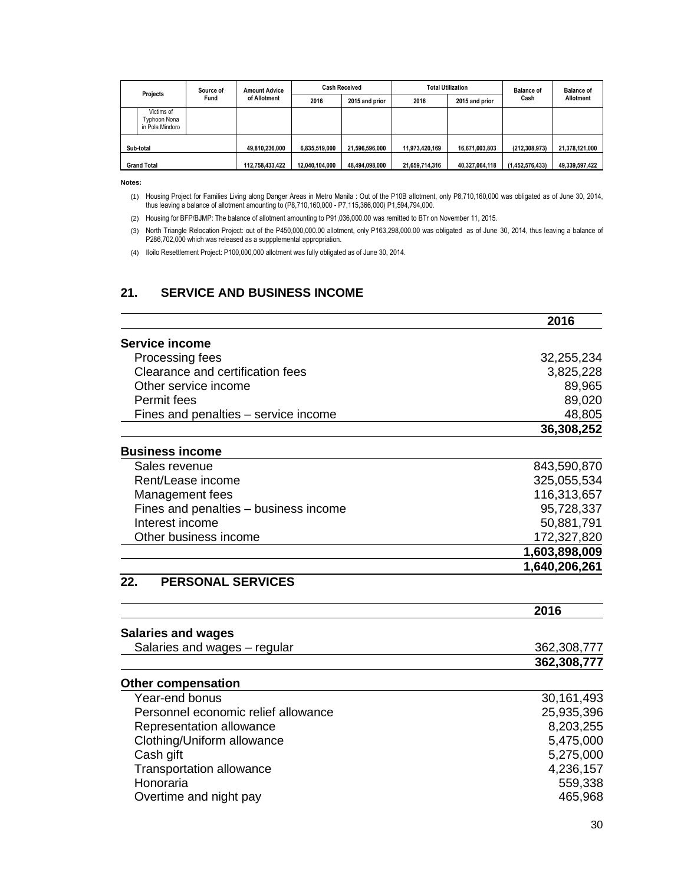| Projects | Source of Fund | Amount Advice of Allotment | Cash Received | | Total Utilization | | Balance of Cash | Balance of Allotment |
|---|---|---|---|---|---|---|---|---|
| | | | 2016 | 2015 and prior | 2016 | 2015 and prior | | |
| Victims of Typhoon Nona in Pola Mindoro | | | | | | | | |
| Sub-total | | 49,810,236,000 | 6,835,519,000 | 21,596,596,000 | 11,973,420,169 | 16,671,003,803 | (212,308,973) | 21,378,121,000 |
| Grand Total | | 112,758,433,422 | 12,040,104,000 | 48,494,098,000 | 21,659,714,316 | 40,327,064,118 | (1,452,576,433) | 49,339,597,422 |

**Notes:**

(1) Housing Project for Families Living along Danger Areas in Metro Manila : Out of the P10B allotment, only P8,710,160,000 was obligated as of June 30, 2014, thus leaving a balance of allotment amounting to (P8,710,160,000 - P7,115,366,000) P1,594,794,000.

(2) Housing for BFP/BJMP: The balance of allotment amounting to P91,036,000.00 was remitted to BTr on November 11, 2015.

(3) North Triangle Relocation Project: out of the P450,000,000.00 allotment, only P163,298,000.00 was obligated as of June 30, 2014, thus leaving a balance of P286,702,000 which was released as a suppplemental appropriation.

(4) Iloilo Resettlement Project: P100,000,000 allotment was fully obligated as of June 30, 2014.

## 21. SERVICE AND BUSINESS INCOME

| | 2016 |
|---|---|
| **Service income** | |
| Processing fees | 32,255,234 |
| Clearance and certification fees | 3,825,228 |
| Other service income | 89,965 |
| Permit fees | 89,020 |
| Fines and penalties – service income | 48,805 |
| | **36,308,252** |
| **Business income** | |
| Sales revenue | 843,590,870 |
| Rent/Lease income | 325,055,534 |
| Management fees | 116,313,657 |
| Fines and penalties – business income | 95,728,337 |
| Interest income | 50,881,791 |
| Other business income | 172,327,820 |
| | **1,603,898,009** |
| | **1,640,206,261** |

## 22. PERSONAL SERVICES

| | 2016 |
|---|---|
| **Salaries and wages** | |
| Salaries and wages – regular | 362,308,777 |
| | **362,308,777** |
| **Other compensation** | |
| Year-end bonus | 30,161,493 |
| Personnel economic relief allowance | 25,935,396 |
| Representation allowance | 8,203,255 |
| Clothing/Uniform allowance | 5,475,000 |
| Cash gift | 5,275,000 |
| Transportation allowance | 4,236,157 |
| Honoraria | 559,338 |
| Overtime and night pay | 465,968 |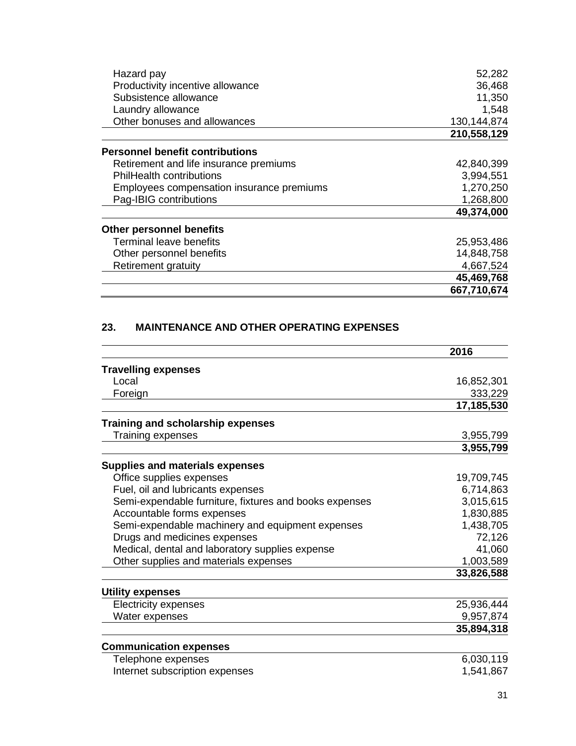| | |
|---|---|
| Hazard pay | 52,282 |
| Productivity incentive allowance | 36,468 |
| Subsistence allowance | 11,350 |
| Laundry allowance | 1,548 |
| Other bonuses and allowances | 130,144,874 |
| | **210,558,129** |
| **Personnel benefit contributions** | |
| Retirement and life insurance premiums | 42,840,399 |
| PhilHealth contributions | 3,994,551 |
| Employees compensation insurance premiums | 1,270,250 |
| Pag-IBIG contributions | 1,268,800 |
| | **49,374,000** |
| **Other personnel benefits** | |
| Terminal leave benefits | 25,953,486 |
| Other personnel benefits | 14,848,758 |
| Retirement gratuity | 4,667,524 |
| | **45,469,768** |
| | **667,710,674** |

## 23. MAINTENANCE AND OTHER OPERATING EXPENSES

| | **2016** |
|---|---|
| **Travelling expenses** | |
| Local | 16,852,301 |
| Foreign | 333,229 |
| | **17,185,530** |
| **Training and scholarship expenses** | |
| Training expenses | 3,955,799 |
| | **3,955,799** |
| **Supplies and materials expenses** | |
| Office supplies expenses | 19,709,745 |
| Fuel, oil and lubricants expenses | 6,714,863 |
| Semi-expendable furniture, fixtures and books expenses | 3,015,615 |
| Accountable forms expenses | 1,830,885 |
| Semi-expendable machinery and equipment expenses | 1,438,705 |
| Drugs and medicines expenses | 72,126 |
| Medical, dental and laboratory supplies expense | 41,060 |
| Other supplies and materials expenses | 1,003,589 |
| | **33,826,588** |
| **Utility expenses** | |
| Electricity expenses | 25,936,444 |
| Water expenses | 9,957,874 |
| | **35,894,318** |
| **Communication expenses** | |
| Telephone expenses | 6,030,119 |
| Internet subscription expenses | 1,541,867 |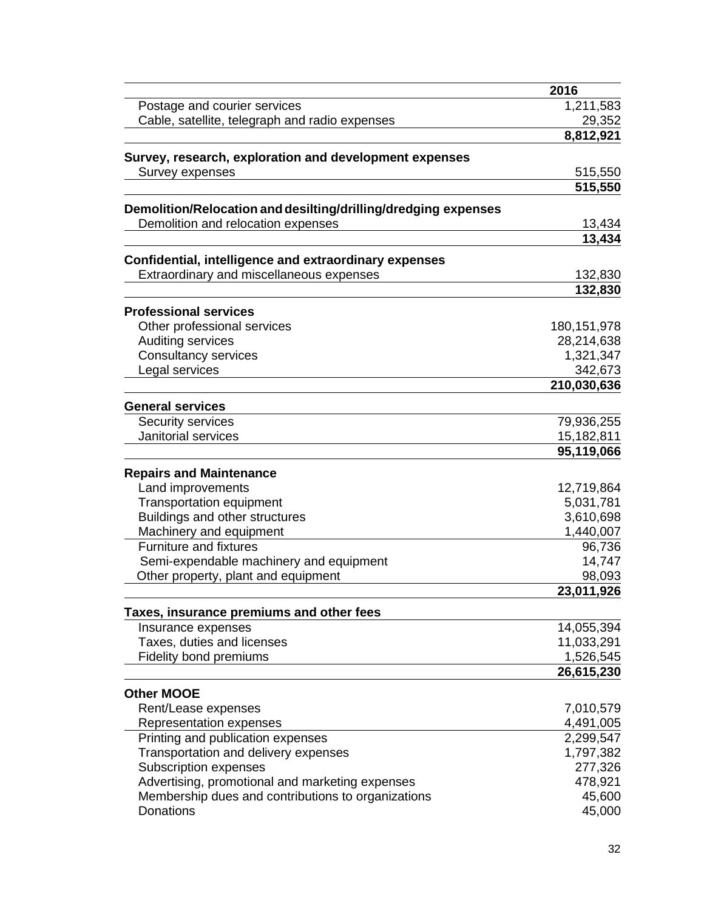| | 2016 |
|---|---:|
| Postage and courier services | 1,211,583 |
| Cable, satellite, telegraph and radio expenses | 29,352 |
| | **8,812,921** |
| **Survey, research, exploration and development expenses** | |
| Survey expenses | 515,550 |
| | **515,550** |
| **Demolition/Relocation and desilting/drilling/dredging expenses** | |
| Demolition and relocation expenses | 13,434 |
| | **13,434** |
| **Confidential, intelligence and extraordinary expenses** | |
| Extraordinary and miscellaneous expenses | 132,830 |
| | **132,830** |
| **Professional services** | |
| Other professional services | 180,151,978 |
| Auditing services | 28,214,638 |
| Consultancy services | 1,321,347 |
| Legal services | 342,673 |
| | **210,030,636** |
| **General services** | |
| Security services | 79,936,255 |
| Janitorial services | 15,182,811 |
| | **95,119,066** |
| **Repairs and Maintenance** | |
| Land improvements | 12,719,864 |
| Transportation equipment | 5,031,781 |
| Buildings and other structures | 3,610,698 |
| Machinery and equipment | 1,440,007 |
| Furniture and fixtures | 96,736 |
| Semi-expendable machinery and equipment | 14,747 |
| Other property, plant and equipment | 98,093 |
| | **23,011,926** |
| **Taxes, insurance premiums and other fees** | |
| Insurance expenses | 14,055,394 |
| Taxes, duties and licenses | 11,033,291 |
| Fidelity bond premiums | 1,526,545 |
| | **26,615,230** |
| **Other MOOE** | |
| Rent/Lease expenses | 7,010,579 |
| Representation expenses | 4,491,005 |
| Printing and publication expenses | 2,299,547 |
| Transportation and delivery expenses | 1,797,382 |
| Subscription expenses | 277,326 |
| Advertising, promotional and marketing expenses | 478,921 |
| Membership dues and contributions to organizations | 45,600 |
| Donations | 45,000 |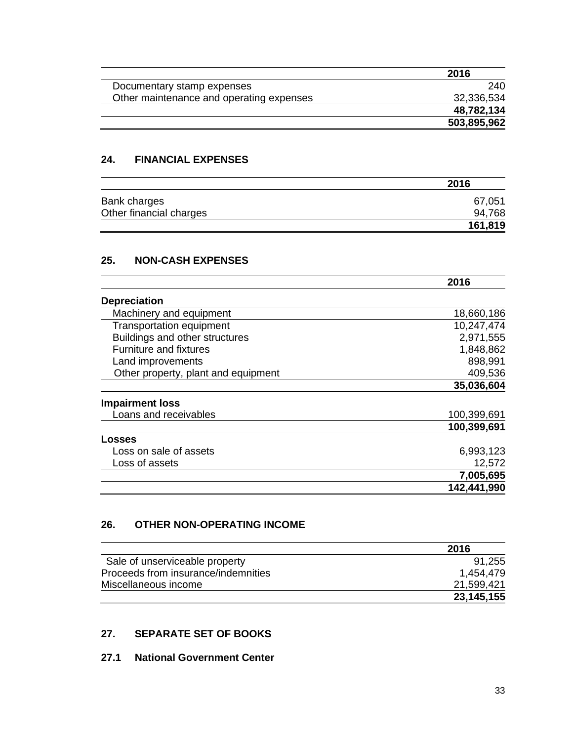| | 2016 |
|---|---|
| Documentary stamp expenses | 240 |
| Other maintenance and operating expenses | 32,336,534 |
| | **48,782,134** |
| | **503,895,962** |

## 24. FINANCIAL EXPENSES

| | 2016 |
|---|---|
| Bank charges | 67,051 |
| Other financial charges | 94,768 |
| | **161,819** |

## 25. NON-CASH EXPENSES

| | 2016 |
|---|---|
| **Depreciation** | |
| Machinery and equipment | 18,660,186 |
| Transportation equipment | 10,247,474 |
| Buildings and other structures | 2,971,555 |
| Furniture and fixtures | 1,848,862 |
| Land improvements | 898,991 |
| Other property, plant and equipment | 409,536 |
| | **35,036,604** |
| **Impairment loss** | |
| Loans and receivables | 100,399,691 |
| | **100,399,691** |
| **Losses** | |
| Loss on sale of assets | 6,993,123 |
| Loss of assets | 12,572 |
| | **7,005,695** |
| | **142,441,990** |

## 26. OTHER NON-OPERATING INCOME

| | 2016 |
|---|---|
| Sale of unserviceable property | 91,255 |
| Proceeds from insurance/indemnities | 1,454,479 |
| Miscellaneous income | 21,599,421 |
| | **23,145,155** |

## 27. SEPARATE SET OF BOOKS

### 27.1 National Government Center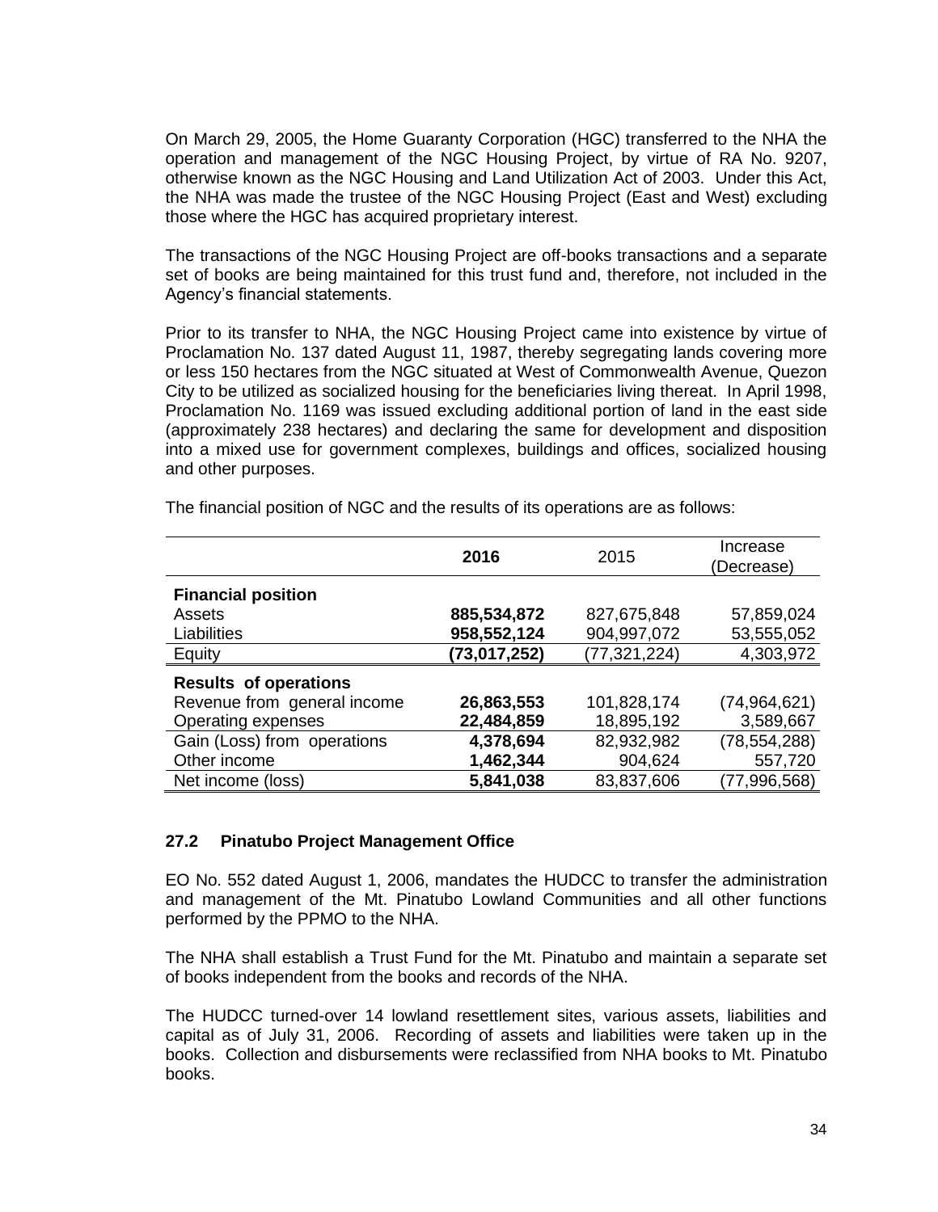On March 29, 2005, the Home Guaranty Corporation (HGC) transferred to the NHA the operation and management of the NGC Housing Project, by virtue of RA No. 9207, otherwise known as the NGC Housing and Land Utilization Act of 2003. Under this Act, the NHA was made the trustee of the NGC Housing Project (East and West) excluding those where the HGC has acquired proprietary interest.

The transactions of the NGC Housing Project are off-books transactions and a separate set of books are being maintained for this trust fund and, therefore, not included in the Agency's financial statements.

Prior to its transfer to NHA, the NGC Housing Project came into existence by virtue of Proclamation No. 137 dated August 11, 1987, thereby segregating lands covering more or less 150 hectares from the NGC situated at West of Commonwealth Avenue, Quezon City to be utilized as socialized housing for the beneficiaries living thereat. In April 1998, Proclamation No. 1169 was issued excluding additional portion of land in the east side (approximately 238 hectares) and declaring the same for development and disposition into a mixed use for government complexes, buildings and offices, socialized housing and other purposes.

The financial position of NGC and the results of its operations are as follows:

| | **2016** | 2015 | Increase (Decrease) |
|---|---|---|---|
| **Financial position** | | | |
| Assets | **885,534,872** | 827,675,848 | 57,859,024 |
| Liabilities | **958,552,124** | 904,997,072 | 53,555,052 |
| Equity | **(73,017,252)** | (77,321,224) | 4,303,972 |
| **Results of operations** | | | |
| Revenue from general income | **26,863,553** | 101,828,174 | (74,964,621) |
| Operating expenses | **22,484,859** | 18,895,192 | 3,589,667 |
| Gain (Loss) from operations | **4,378,694** | 82,932,982 | (78,554,288) |
| Other income | **1,462,344** | 904,624 | 557,720 |
| Net income (loss) | **5,841,038** | 83,837,606 | (77,996,568) |

### 27.2 Pinatubo Project Management Office

EO No. 552 dated August 1, 2006, mandates the HUDCC to transfer the administration and management of the Mt. Pinatubo Lowland Communities and all other functions performed by the PPMO to the NHA.

The NHA shall establish a Trust Fund for the Mt. Pinatubo and maintain a separate set of books independent from the books and records of the NHA.

The HUDCC turned-over 14 lowland resettlement sites, various assets, liabilities and capital as of July 31, 2006. Recording of assets and liabilities were taken up in the books. Collection and disbursements were reclassified from NHA books to Mt. Pinatubo books.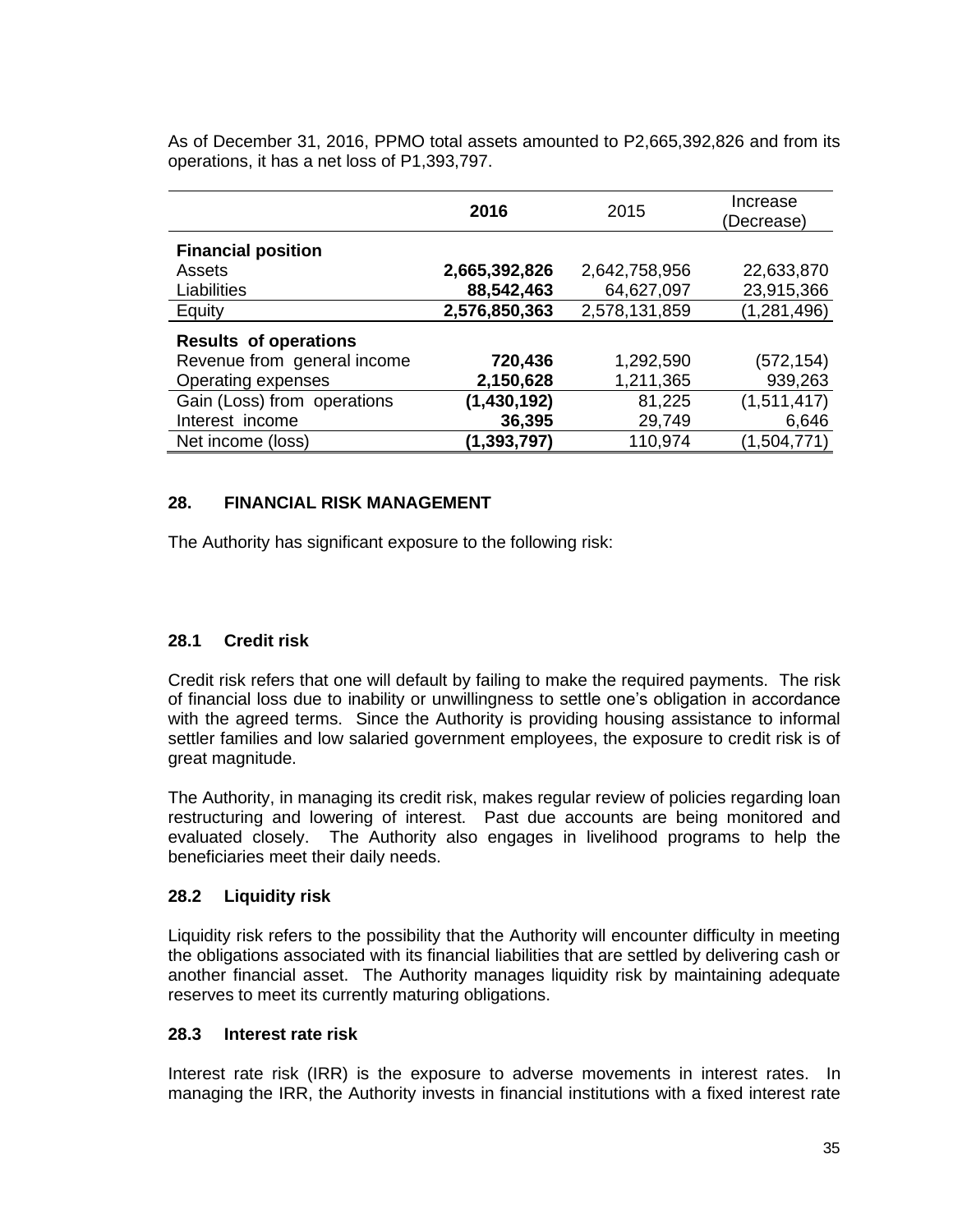As of December 31, 2016, PPMO total assets amounted to P2,665,392,826 and from its operations, it has a net loss of P1,393,797.

| | **2016** | 2015 | Increase (Decrease) |
|---|---|---|---|
| **Financial position** | | | |
| Assets | **2,665,392,826** | 2,642,758,956 | 22,633,870 |
| Liabilities | **88,542,463** | 64,627,097 | 23,915,366 |
| Equity | **2,576,850,363** | 2,578,131,859 | (1,281,496) |
| **Results of operations** | | | |
| Revenue from general income | **720,436** | 1,292,590 | (572,154) |
| Operating expenses | **2,150,628** | 1,211,365 | 939,263 |
| Gain (Loss) from operations | **(1,430,192)** | 81,225 | (1,511,417) |
| Interest income | **36,395** | 29,749 | 6,646 |
| Net income (loss) | **(1,393,797)** | 110,974 | (1,504,771) |

## 28. FINANCIAL RISK MANAGEMENT

The Authority has significant exposure to the following risk:

### 28.1 Credit risk

Credit risk refers that one will default by failing to make the required payments. The risk of financial loss due to inability or unwillingness to settle one's obligation in accordance with the agreed terms. Since the Authority is providing housing assistance to informal settler families and low salaried government employees, the exposure to credit risk is of great magnitude.

The Authority, in managing its credit risk, makes regular review of policies regarding loan restructuring and lowering of interest. Past due accounts are being monitored and evaluated closely. The Authority also engages in livelihood programs to help the beneficiaries meet their daily needs.

### 28.2 Liquidity risk

Liquidity risk refers to the possibility that the Authority will encounter difficulty in meeting the obligations associated with its financial liabilities that are settled by delivering cash or another financial asset. The Authority manages liquidity risk by maintaining adequate reserves to meet its currently maturing obligations.

### 28.3 Interest rate risk

Interest rate risk (IRR) is the exposure to adverse movements in interest rates. In managing the IRR, the Authority invests in financial institutions with a fixed interest rate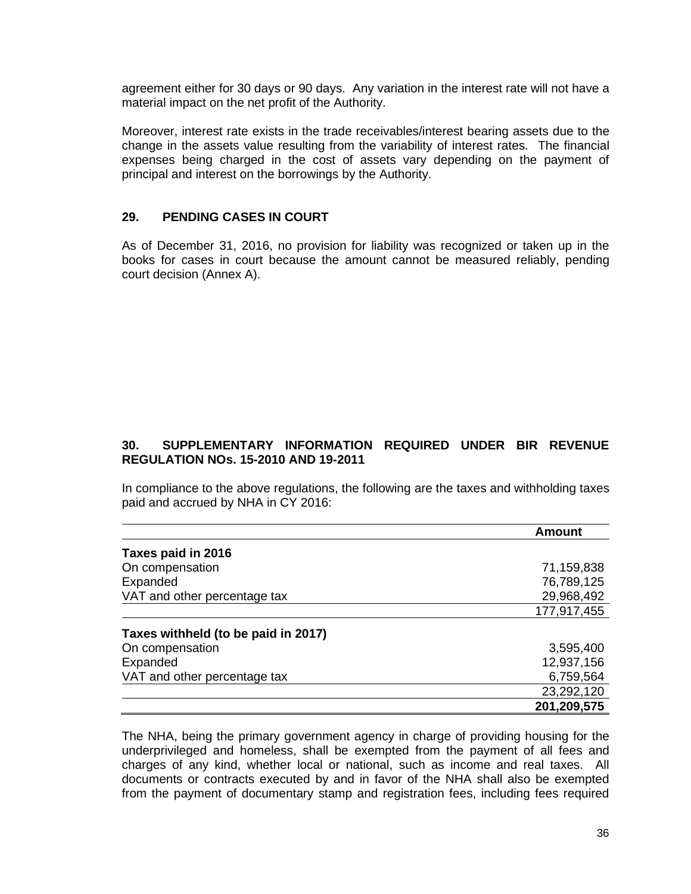agreement either for 30 days or 90 days. Any variation in the interest rate will not have a material impact on the net profit of the Authority.

Moreover, interest rate exists in the trade receivables/interest bearing assets due to the change in the assets value resulting from the variability of interest rates. The financial expenses being charged in the cost of assets vary depending on the payment of principal and interest on the borrowings by the Authority.

## 29. PENDING CASES IN COURT

As of December 31, 2016, no provision for liability was recognized or taken up in the books for cases in court because the amount cannot be measured reliably, pending court decision (Annex A).

## 30. SUPPLEMENTARY INFORMATION REQUIRED UNDER BIR REVENUE REGULATION NOs. 15-2010 AND 19-2011

In compliance to the above regulations, the following are the taxes and withholding taxes paid and accrued by NHA in CY 2016:

| | Amount |
|---|---|
| **Taxes paid in 2016** | |
| On compensation | 71,159,838 |
| Expanded | 76,789,125 |
| VAT and other percentage tax | 29,968,492 |
| | 177,917,455 |
| **Taxes withheld (to be paid in 2017)** | |
| On compensation | 3,595,400 |
| Expanded | 12,937,156 |
| VAT and other percentage tax | 6,759,564 |
| | 23,292,120 |
| | **201,209,575** |

The NHA, being the primary government agency in charge of providing housing for the underprivileged and homeless, shall be exempted from the payment of all fees and charges of any kind, whether local or national, such as income and real taxes. All documents or contracts executed by and in favor of the NHA shall also be exempted from the payment of documentary stamp and registration fees, including fees required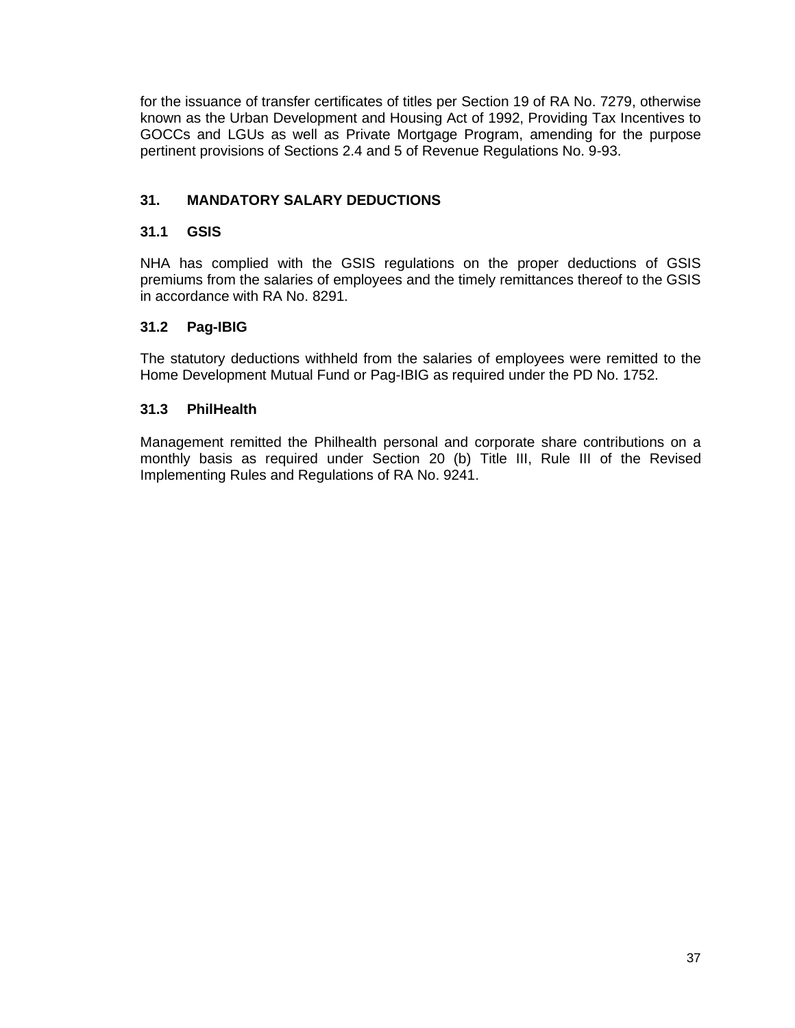for the issuance of transfer certificates of titles per Section 19 of RA No. 7279, otherwise known as the Urban Development and Housing Act of 1992, Providing Tax Incentives to GOCCs and LGUs as well as Private Mortgage Program, amending for the purpose pertinent provisions of Sections 2.4 and 5 of Revenue Regulations No. 9-93.

## 31. MANDATORY SALARY DEDUCTIONS

### 31.1 GSIS

NHA has complied with the GSIS regulations on the proper deductions of GSIS premiums from the salaries of employees and the timely remittances thereof to the GSIS in accordance with RA No. 8291.

### 31.2 Pag-IBIG

The statutory deductions withheld from the salaries of employees were remitted to the Home Development Mutual Fund or Pag-IBIG as required under the PD No. 1752.

### 31.3 PhilHealth

Management remitted the Philhealth personal and corporate share contributions on a monthly basis as required under Section 20 (b) Title III, Rule III of the Revised Implementing Rules and Regulations of RA No. 9241.